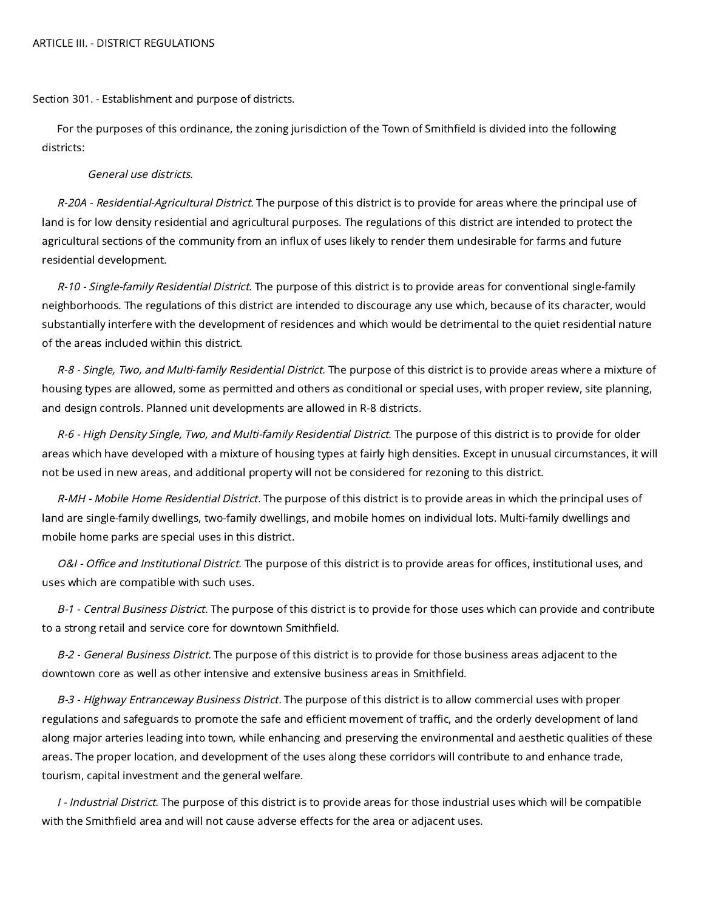# ARTICLE III. - DISTRICT REGULATIONS

## Section 301. - Establishment and purpose of districts.

For the purposes of this ordinance, the zoning jurisdiction of the Town of Smithfield is divided into the following districts:

*General use districts.*

*R-20A - Residential-Agricultural District.* The purpose of this district is to provide for areas where the principal use of land is for low density residential and agricultural purposes. The regulations of this district are intended to protect the agricultural sections of the community from an influx of uses likely to render them undesirable for farms and future residential development.

*R-10 - Single-family Residential District.* The purpose of this district is to provide areas for conventional single-family neighborhoods. The regulations of this district are intended to discourage any use which, because of its character, would substantially interfere with the development of residences and which would be detrimental to the quiet residential nature of the areas included within this district.

*R-8 - Single, Two, and Multi-family Residential District.* The purpose of this district is to provide areas where a mixture of housing types are allowed, some as permitted and others as conditional or special uses, with proper review, site planning, and design controls. Planned unit developments are allowed in R-8 districts.

*R-6 - High Density Single, Two, and Multi-family Residential District.* The purpose of this district is to provide for older areas which have developed with a mixture of housing types at fairly high densities. Except in unusual circumstances, it will not be used in new areas, and additional property will not be considered for rezoning to this district.

*R-MH - Mobile Home Residential District.* The purpose of this district is to provide areas in which the principal uses of land are single-family dwellings, two-family dwellings, and mobile homes on individual lots. Multi-family dwellings and mobile home parks are special uses in this district.

*O&I - Office and Institutional District.* The purpose of this district is to provide areas for offices, institutional uses, and uses which are compatible with such uses.

*B-1 - Central Business District.* The purpose of this district is to provide for those uses which can provide and contribute to a strong retail and service core for downtown Smithfield.

*B-2 - General Business District.* The purpose of this district is to provide for those business areas adjacent to the downtown core as well as other intensive and extensive business areas in Smithfield.

*B-3 - Highway Entranceway Business District.* The purpose of this district is to allow commercial uses with proper regulations and safeguards to promote the safe and efficient movement of traffic, and the orderly development of land along major arteries leading into town, while enhancing and preserving the environmental and aesthetic qualities of these areas. The proper location, and development of the uses along these corridors will contribute to and enhance trade, tourism, capital investment and the general welfare.

*I - Industrial District.* The purpose of this district is to provide areas for those industrial uses which will be compatible with the Smithfield area and will not cause adverse effects for the area or adjacent uses.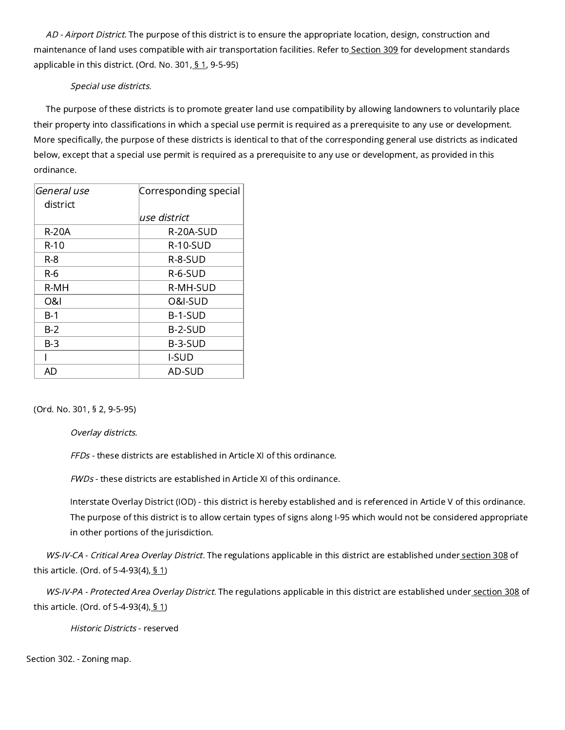*AD - Airport District*. The purpose of this district is to ensure the appropriate location, design, construction and maintenance of land uses compatible with air transportation facilities. Refer to Section 309 for development standards applicable in this district. (Ord. No. 301, § 1, 9-5-95)

*Special use districts.*

The purpose of these districts is to promote greater land use compatibility by allowing landowners to voluntarily place their property into classifications in which a special use permit is required as a prerequisite to any use or development. More specifically, the purpose of these districts is identical to that of the corresponding general use districts as indicated below, except that a special use permit is required as a prerequisite to any use or development, as provided in this ordinance.

| *General use district* | *Corresponding special use district* |
| --- | --- |
| R-20A | R-20A-SUD |
| R-10 | R-10-SUD |
| R-8 | R-8-SUD |
| R-6 | R-6-SUD |
| R-MH | R-MH-SUD |
| O&I | O&I-SUD |
| B-1 | B-1-SUD |
| B-2 | B-2-SUD |
| B-3 | B-3-SUD |
| I | I-SUD |
| AD | AD-SUD |

(Ord. No. 301, § 2, 9-5-95)

*Overlay districts.*

*FFDs* - these districts are established in Article XI of this ordinance.

*FWDs* - these districts are established in Article XI of this ordinance.

Interstate Overlay District (IOD) - this district is hereby established and is referenced in Article V of this ordinance. The purpose of this district is to allow certain types of signs along I-95 which would not be considered appropriate in other portions of the jurisdiction.

*WS-IV-CA - Critical Area Overlay District*. The regulations applicable in this district are established under section 308 of this article. (Ord. of 5-4-93(4), § 1)

*WS-IV-PA - Protected Area Overlay District*. The regulations applicable in this district are established under section 308 of this article. (Ord. of 5-4-93(4), § 1)

*Historic Districts* - reserved

Section 302. - Zoning map.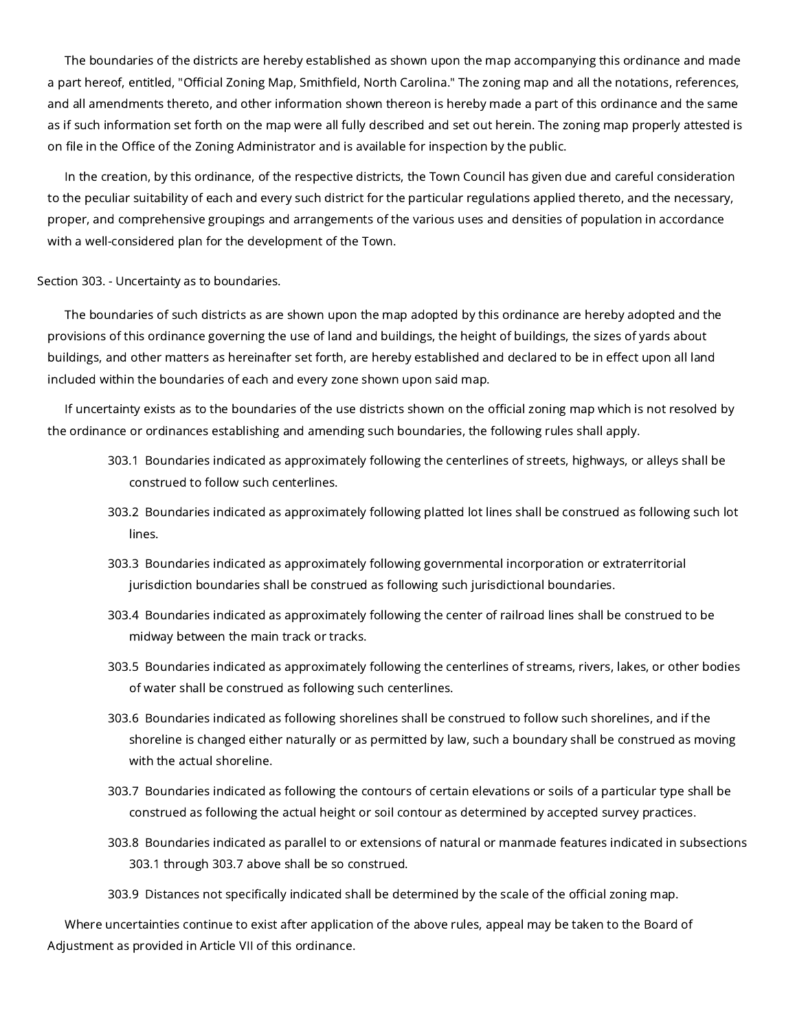The boundaries of the districts are hereby established as shown upon the map accompanying this ordinance and made a part hereof, entitled, "Official Zoning Map, Smithfield, North Carolina." The zoning map and all the notations, references, and all amendments thereto, and other information shown thereon is hereby made a part of this ordinance and the same as if such information set forth on the map were all fully described and set out herein. The zoning map properly attested is on file in the Office of the Zoning Administrator and is available for inspection by the public.

In the creation, by this ordinance, of the respective districts, the Town Council has given due and careful consideration to the peculiar suitability of each and every such district for the particular regulations applied thereto, and the necessary, proper, and comprehensive groupings and arrangements of the various uses and densities of population in accordance with a well-considered plan for the development of the Town.

### Section 303. - Uncertainty as to boundaries.

The boundaries of such districts as are shown upon the map adopted by this ordinance are hereby adopted and the provisions of this ordinance governing the use of land and buildings, the height of buildings, the sizes of yards about buildings, and other matters as hereinafter set forth, are hereby established and declared to be in effect upon all land included within the boundaries of each and every zone shown upon said map.

If uncertainty exists as to the boundaries of the use districts shown on the official zoning map which is not resolved by the ordinance or ordinances establishing and amending such boundaries, the following rules shall apply.

303.1 Boundaries indicated as approximately following the centerlines of streets, highways, or alleys shall be construed to follow such centerlines.

303.2 Boundaries indicated as approximately following platted lot lines shall be construed as following such lot lines.

303.3 Boundaries indicated as approximately following governmental incorporation or extraterritorial jurisdiction boundaries shall be construed as following such jurisdictional boundaries.

303.4 Boundaries indicated as approximately following the center of railroad lines shall be construed to be midway between the main track or tracks.

303.5 Boundaries indicated as approximately following the centerlines of streams, rivers, lakes, or other bodies of water shall be construed as following such centerlines.

303.6 Boundaries indicated as following shorelines shall be construed to follow such shorelines, and if the shoreline is changed either naturally or as permitted by law, such a boundary shall be construed as moving with the actual shoreline.

303.7 Boundaries indicated as following the contours of certain elevations or soils of a particular type shall be construed as following the actual height or soil contour as determined by accepted survey practices.

303.8 Boundaries indicated as parallel to or extensions of natural or manmade features indicated in subsections 303.1 through 303.7 above shall be so construed.

303.9 Distances not specifically indicated shall be determined by the scale of the official zoning map.

Where uncertainties continue to exist after application of the above rules, appeal may be taken to the Board of Adjustment as provided in Article VII of this ordinance.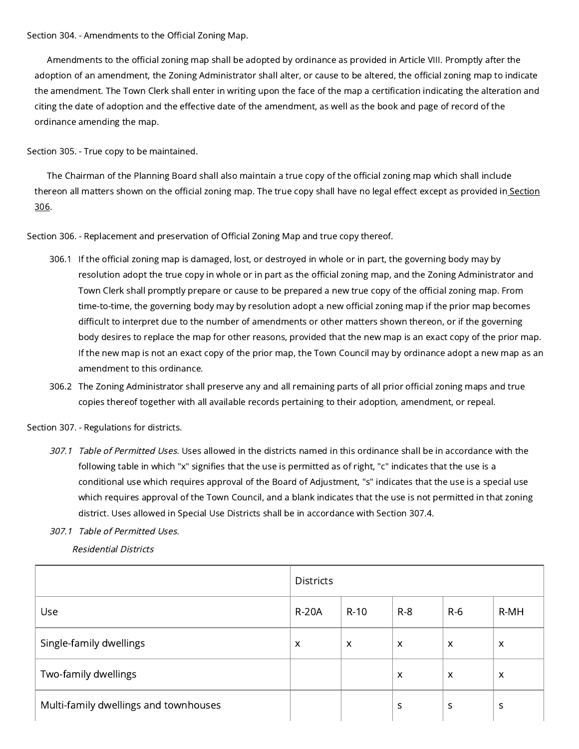Section 304. - Amendments to the Official Zoning Map.

Amendments to the official zoning map shall be adopted by ordinance as provided in Article VIII. Promptly after the adoption of an amendment, the Zoning Administrator shall alter, or cause to be altered, the official zoning map to indicate the amendment. The Town Clerk shall enter in writing upon the face of the map a certification indicating the alteration and citing the date of adoption and the effective date of the amendment, as well as the book and page of record of the ordinance amending the map.

Section 305. - True copy to be maintained.

The Chairman of the Planning Board shall also maintain a true copy of the official zoning map which shall include thereon all matters shown on the official zoning map. The true copy shall have no legal effect except as provided in Section 306.

Section 306. - Replacement and preservation of Official Zoning Map and true copy thereof.

306.1 If the official zoning map is damaged, lost, or destroyed in whole or in part, the governing body may by resolution adopt the true copy in whole or in part as the official zoning map, and the Zoning Administrator and Town Clerk shall promptly prepare or cause to be prepared a new true copy of the official zoning map. From time-to-time, the governing body may by resolution adopt a new official zoning map if the prior map becomes difficult to interpret due to the number of amendments or other matters shown thereon, or if the governing body desires to replace the map for other reasons, provided that the new map is an exact copy of the prior map. If the new map is not an exact copy of the prior map, the Town Council may by ordinance adopt a new map as an amendment to this ordinance.

306.2 The Zoning Administrator shall preserve any and all remaining parts of all prior official zoning maps and true copies thereof together with all available records pertaining to their adoption, amendment, or repeal.

Section 307. - Regulations for districts.

*307.1 Table of Permitted Uses.* Uses allowed in the districts named in this ordinance shall be in accordance with the following table in which "x" signifies that the use is permitted as of right, "c" indicates that the use is a conditional use which requires approval of the Board of Adjustment, "s" indicates that the use is a special use which requires approval of the Town Council, and a blank indicates that the use is not permitted in that zoning district. Uses allowed in Special Use Districts shall be in accordance with Section 307.4.

*307.1 Table of Permitted Uses.*

*Residential Districts*

| | Districts | | | | |
|---|---|---|---|---|---|
| Use | R-20A | R-10 | R-8 | R-6 | R-MH |
| Single-family dwellings | x | x | x | x | x |
| Two-family dwellings | | | x | x | x |
| Multi-family dwellings and townhouses | | | s | s | s |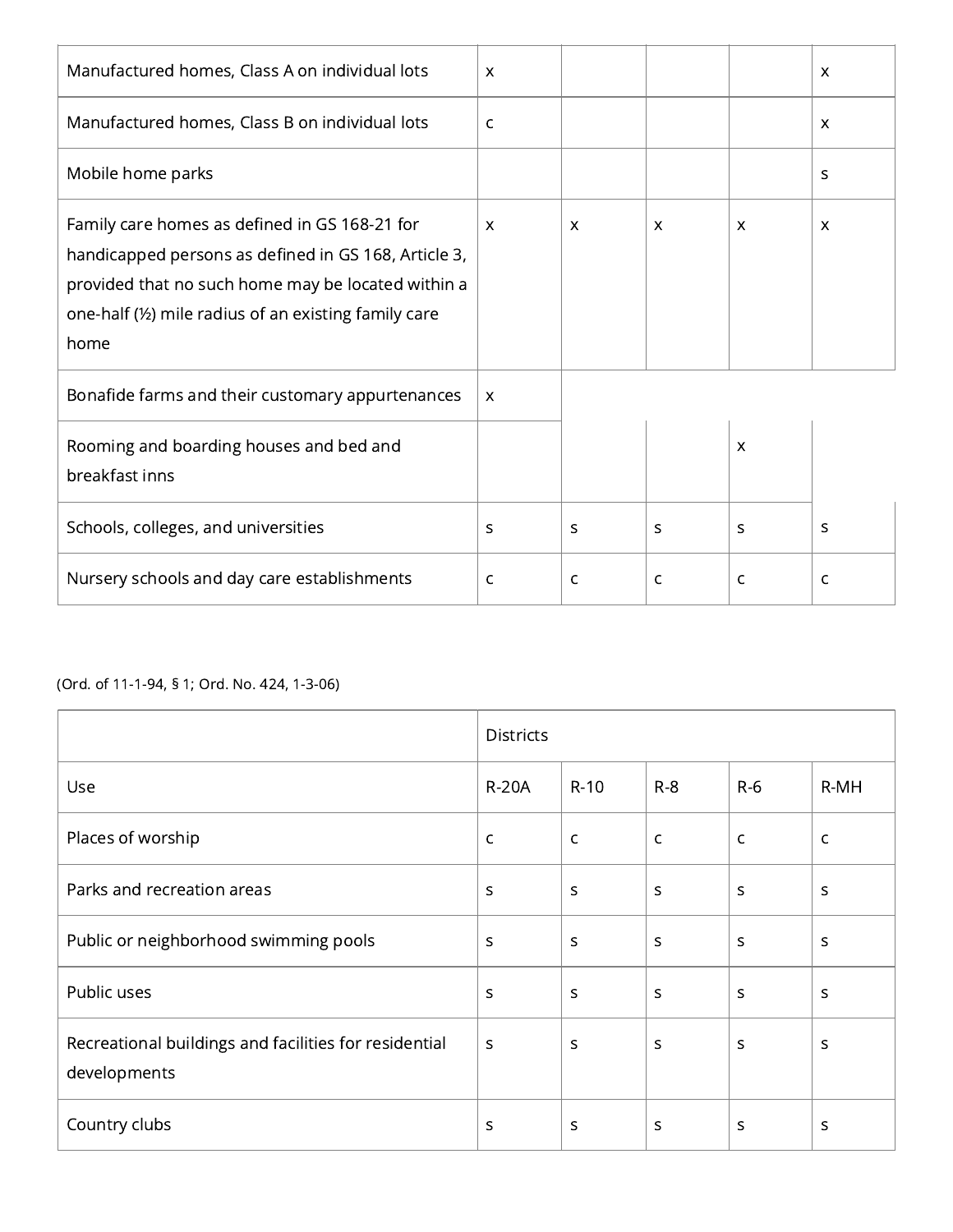| | | | | | |
|---|---|---|---|---|---|
| Manufactured homes, Class A on individual lots | x | | | | x |
| Manufactured homes, Class B on individual lots | c | | | | x |
| Mobile home parks | | | | | s |
| Family care homes as defined in GS 168-21 for handicapped persons as defined in GS 168, Article 3, provided that no such home may be located within a one-half (½) mile radius of an existing family care home | x | x | x | x | x |
| Bonafide farms and their customary appurtenances | x | | | | |
| Rooming and boarding houses and bed and breakfast inns | | | | x | |
| Schools, colleges, and universities | s | s | s | s | s |
| Nursery schools and day care establishments | c | c | c | c | c |

(Ord. of 11-1-94, § 1; Ord. No. 424, 1-3-06)

| | Districts | | | | |
|---|---|---|---|---|---|
| Use | R-20A | R-10 | R-8 | R-6 | R-MH |
| Places of worship | c | c | c | c | c |
| Parks and recreation areas | s | s | s | s | s |
| Public or neighborhood swimming pools | s | s | s | s | s |
| Public uses | s | s | s | s | s |
| Recreational buildings and facilities for residential developments | s | s | s | s | s |
| Country clubs | s | s | s | s | s |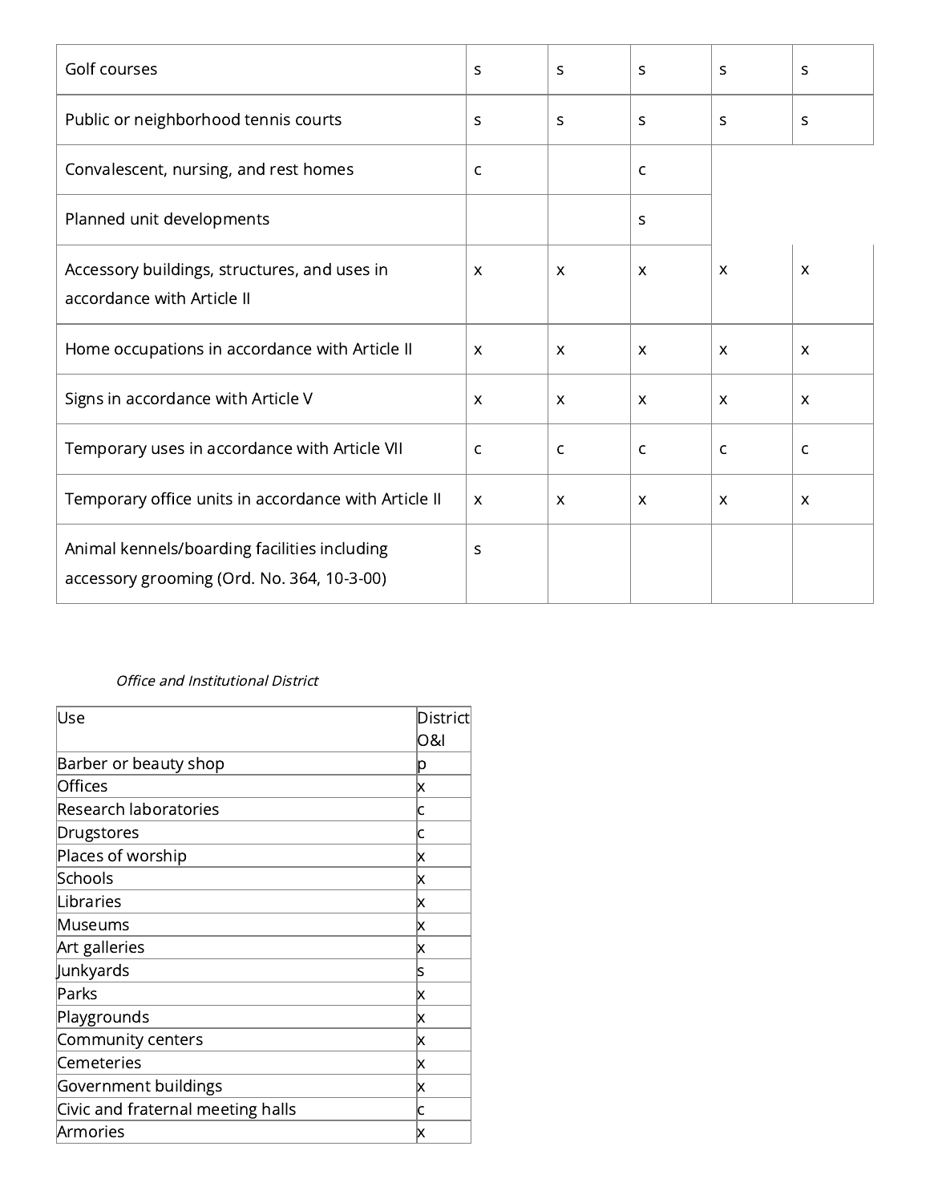| | | | | | |
|---|---|---|---|---|---|
| Golf courses | s | s | s | s | s |
| Public or neighborhood tennis courts | s | s | s | s | s |
| Convalescent, nursing, and rest homes | c | | c | | |
| Planned unit developments | | | s | | |
| Accessory buildings, structures, and uses in accordance with Article II | x | x | x | x | x |
| Home occupations in accordance with Article II | x | x | x | x | x |
| Signs in accordance with Article V | x | x | x | x | x |
| Temporary uses in accordance with Article VII | c | c | c | c | c |
| Temporary office units in accordance with Article II | x | x | x | x | x |
| Animal kennels/boarding facilities including accessory grooming (Ord. No. 364, 10-3-00) | s | | | | |

*Office and Institutional District*

| Use | District O&I |
|---|---|
| Barber or beauty shop | p |
| Offices | x |
| Research laboratories | c |
| Drugstores | c |
| Places of worship | x |
| Schools | x |
| Libraries | x |
| Museums | x |
| Art galleries | x |
| Junkyards | s |
| Parks | x |
| Playgrounds | x |
| Community centers | x |
| Cemeteries | x |
| Government buildings | x |
| Civic and fraternal meeting halls | c |
| Armories | x |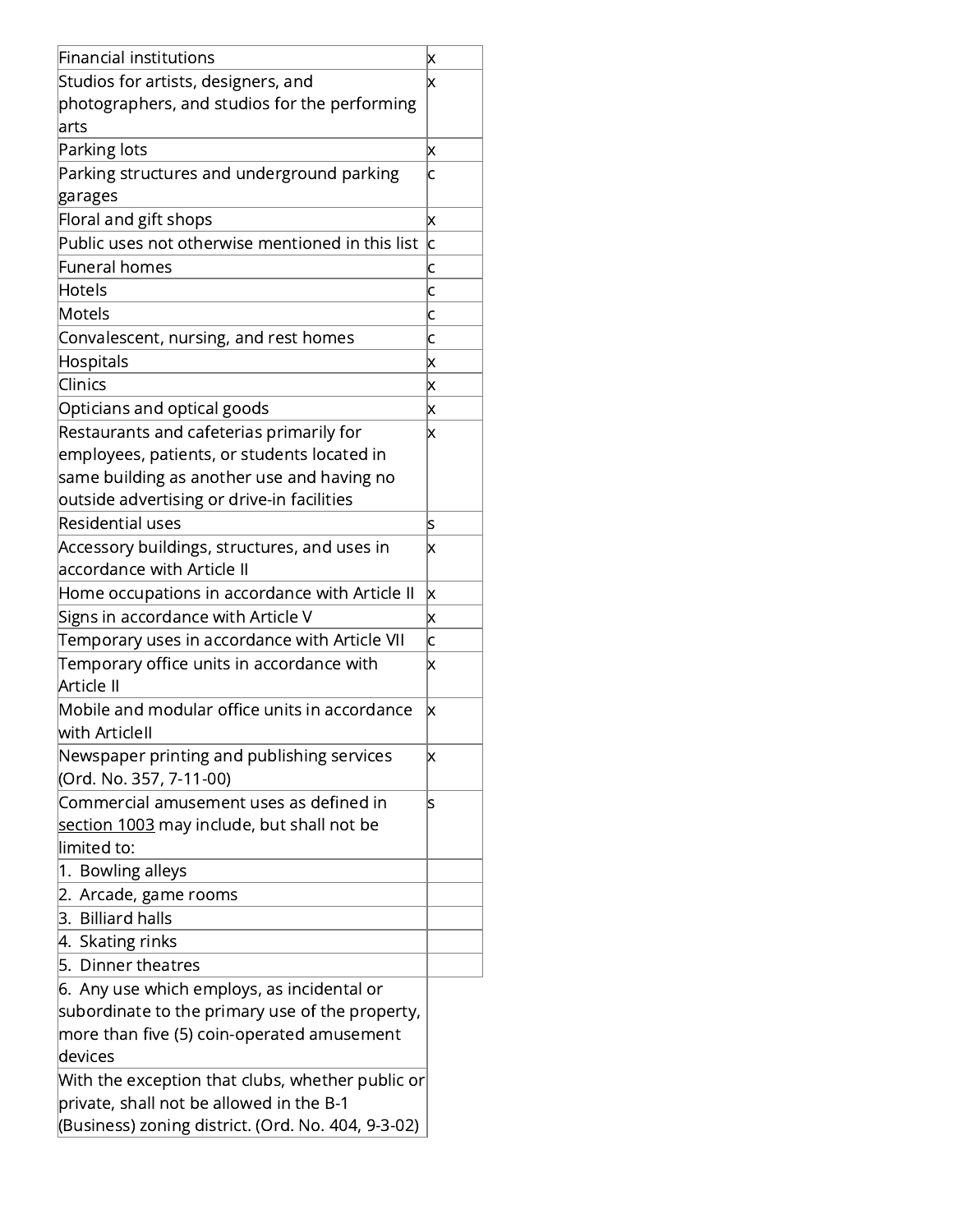| | |
|---|---|
| Financial institutions | x |
| Studios for artists, designers, and photographers, and studios for the performing arts | x |
| Parking lots | x |
| Parking structures and underground parking garages | c |
| Floral and gift shops | x |
| Public uses not otherwise mentioned in this list | c |
| Funeral homes | c |
| Hotels | c |
| Motels | c |
| Convalescent, nursing, and rest homes | c |
| Hospitals | x |
| Clinics | x |
| Opticians and optical goods | x |
| Restaurants and cafeterias primarily for employees, patients, or students located in same building as another use and having no outside advertising or drive-in facilities | x |
| Residential uses | s |
| Accessory buildings, structures, and uses in accordance with Article II | x |
| Home occupations in accordance with Article II | x |
| Signs in accordance with Article V | x |
| Temporary uses in accordance with Article VII | c |
| Temporary office units in accordance with Article II | x |
| Mobile and modular office units in accordance with ArticleII | x |
| Newspaper printing and publishing services (Ord. No. 357, 7-11-00) | x |
| Commercial amusement uses as defined in section 1003 may include, but shall not be limited to: | s |
| 1. Bowling alleys | |
| 2. Arcade, game rooms | |
| 3. Billiard halls | |
| 4. Skating rinks | |
| 5. Dinner theatres | |
| 6. Any use which employs, as incidental or subordinate to the primary use of the property, more than five (5) coin-operated amusement devices | |
| With the exception that clubs, whether public or private, shall not be allowed in the B-1 (Business) zoning district. (Ord. No. 404, 9-3-02) | |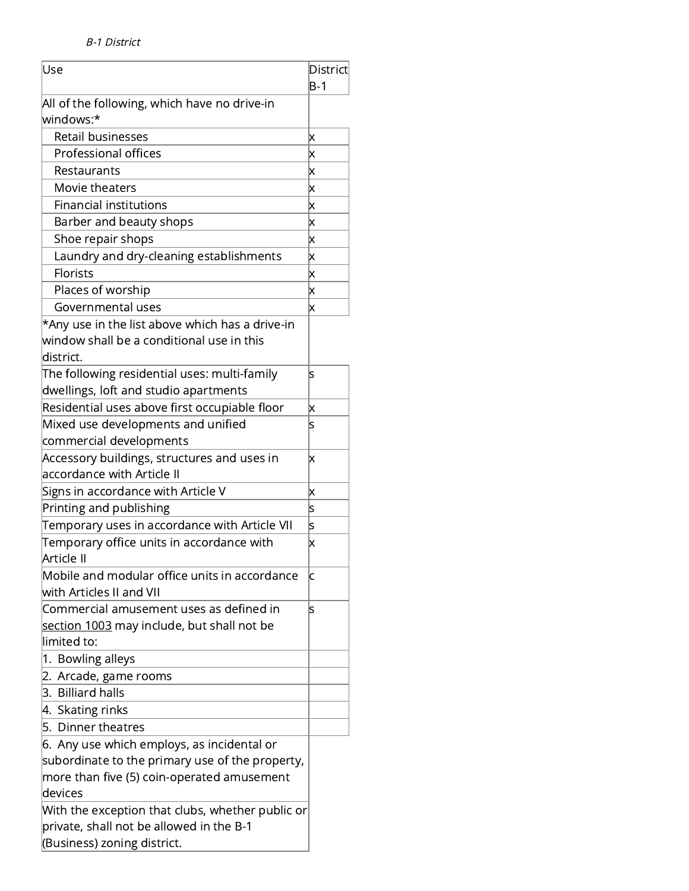*B-1 District*

| Use | District B-1 |
|---|---|
| All of the following, which have no drive-in windows:* | |
| Retail businesses | x |
| Professional offices | x |
| Restaurants | x |
| Movie theaters | x |
| Financial institutions | x |
| Barber and beauty shops | x |
| Shoe repair shops | x |
| Laundry and dry-cleaning establishments | x |
| Florists | x |
| Places of worship | x |
| Governmental uses | x |
| *Any use in the list above which has a drive-in window shall be a conditional use in this district. | |
| The following residential uses: multi-family dwellings, loft and studio apartments | s |
| Residential uses above first occupiable floor | x |
| Mixed use developments and unified commercial developments | s |
| Accessory buildings, structures and uses in accordance with Article II | x |
| Signs in accordance with Article V | x |
| Printing and publishing | s |
| Temporary uses in accordance with Article VII | s |
| Temporary office units in accordance with Article II | x |
| Mobile and modular office units in accordance with Articles II and VII | c |
| Commercial amusement uses as defined in section 1003 may include, but shall not be limited to: | s |
| 1. Bowling alleys | |
| 2. Arcade, game rooms | |
| 3. Billiard halls | |
| 4. Skating rinks | |
| 5. Dinner theatres | |
| 6. Any use which employs, as incidental or subordinate to the primary use of the property, more than five (5) coin-operated amusement devices | |
| With the exception that clubs, whether public or private, shall not be allowed in the B-1 (Business) zoning district. | |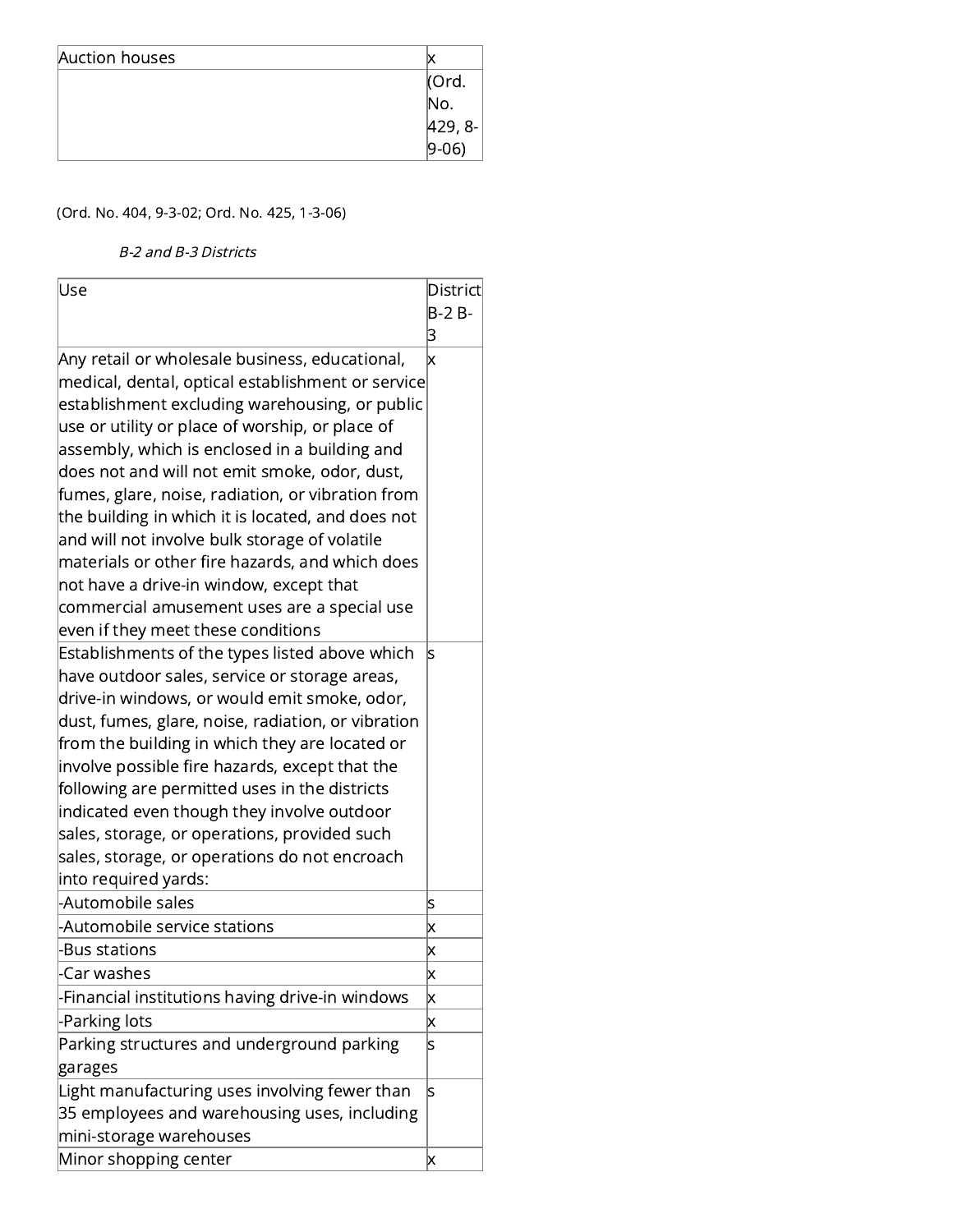| Auction houses | x |
| --- | --- |
| | (Ord. No. 429, 8-9-06) |

(Ord. No. 404, 9-3-02; Ord. No. 425, 1-3-06)

*B-2 and B-3 Districts*

| Use | District B-2 B-3 |
| --- | --- |
| Any retail or wholesale business, educational, medical, dental, optical establishment or service establishment excluding warehousing, or public use or utility or place of worship, or place of assembly, which is enclosed in a building and does not and will not emit smoke, odor, dust, fumes, glare, noise, radiation, or vibration from the building in which it is located, and does not and will not involve bulk storage of volatile materials or other fire hazards, and which does not have a drive-in window, except that commercial amusement uses are a special use even if they meet these conditions | x |
| Establishments of the types listed above which have outdoor sales, service or storage areas, drive-in windows, or would emit smoke, odor, dust, fumes, glare, noise, radiation, or vibration from the building in which they are located or involve possible fire hazards, except that the following are permitted uses in the districts indicated even though they involve outdoor sales, storage, or operations, provided such sales, storage, or operations do not encroach into required yards: | s |
| -Automobile sales | s |
| -Automobile service stations | x |
| -Bus stations | x |
| -Car washes | x |
| -Financial institutions having drive-in windows | x |
| -Parking lots | x |
| Parking structures and underground parking garages | s |
| Light manufacturing uses involving fewer than 35 employees and warehousing uses, including mini-storage warehouses | s |
| Minor shopping center | x |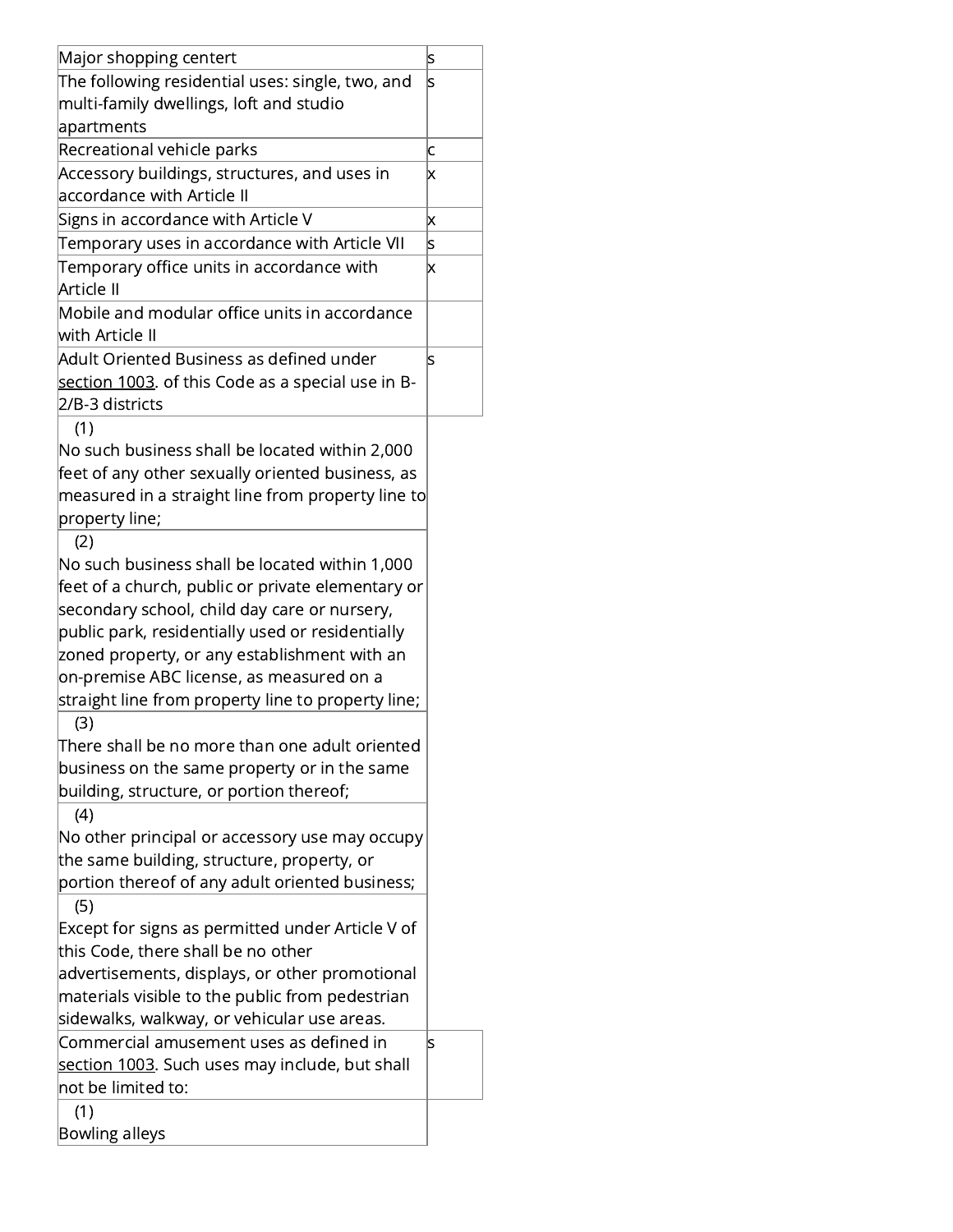| | |
|---|---|
| Major shopping centert | s |
| The following residential uses: single, two, and multi-family dwellings, loft and studio apartments | s |
| Recreational vehicle parks | c |
| Accessory buildings, structures, and uses in accordance with Article II | x |
| Signs in accordance with Article V | x |
| Temporary uses in accordance with Article VII | s |
| Temporary office units in accordance with Article II | x |
| Mobile and modular office units in accordance with Article II | |
| Adult Oriented Business as defined under section 1003. of this Code as a special use in B-2/B-3 districts | s |
| (1) No such business shall be located within 2,000 feet of any other sexually oriented business, as measured in a straight line from property line to property line; | |
| (2) No such business shall be located within 1,000 feet of a church, public or private elementary or secondary school, child day care or nursery, public park, residentially used or residentially zoned property, or any establishment with an on-premise ABC license, as measured on a straight line from property line to property line; | |
| (3) There shall be no more than one adult oriented business on the same property or in the same building, structure, or portion thereof; | |
| (4) No other principal or accessory use may occupy the same building, structure, property, or portion thereof of any adult oriented business; | |
| (5) Except for signs as permitted under Article V of this Code, there shall be no other advertisements, displays, or other promotional materials visible to the public from pedestrian sidewalks, walkway, or vehicular use areas. | |
| Commercial amusement uses as defined in section 1003. Such uses may include, but shall not be limited to: | s |
| (1) Bowling alleys | |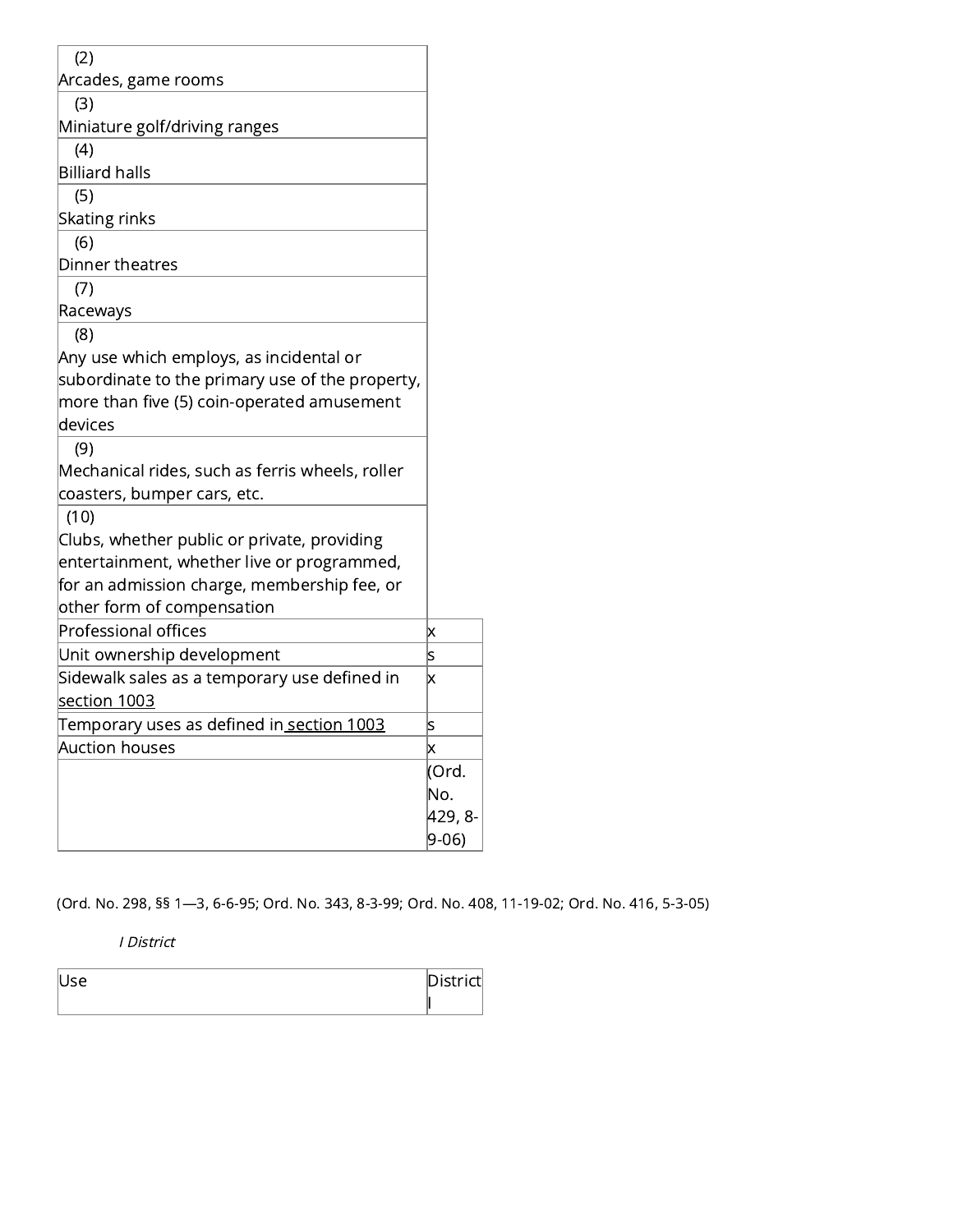| | |
|---|---|
| (2) Arcades, game rooms | |
| (3) Miniature golf/driving ranges | |
| (4) Billiard halls | |
| (5) Skating rinks | |
| (6) Dinner theatres | |
| (7) Raceways | |
| (8) Any use which employs, as incidental or subordinate to the primary use of the property, more than five (5) coin-operated amusement devices | |
| (9) Mechanical rides, such as ferris wheels, roller coasters, bumper cars, etc. | |
| (10) Clubs, whether public or private, providing entertainment, whether live or programmed, for an admission charge, membership fee, or other form of compensation | |
| Professional offices | x |
| Unit ownership development | s |
| Sidewalk sales as a temporary use defined in section 1003 | x |
| Temporary uses as defined in section 1003 | s |
| Auction houses | x |
| | (Ord. No. 429, 8-9-06) |

(Ord. No. 298, §§ 1—3, 6-6-95; Ord. No. 343, 8-3-99; Ord. No. 408, 11-19-02; Ord. No. 416, 5-3-05)

*I District*

| Use | District I |
|---|---|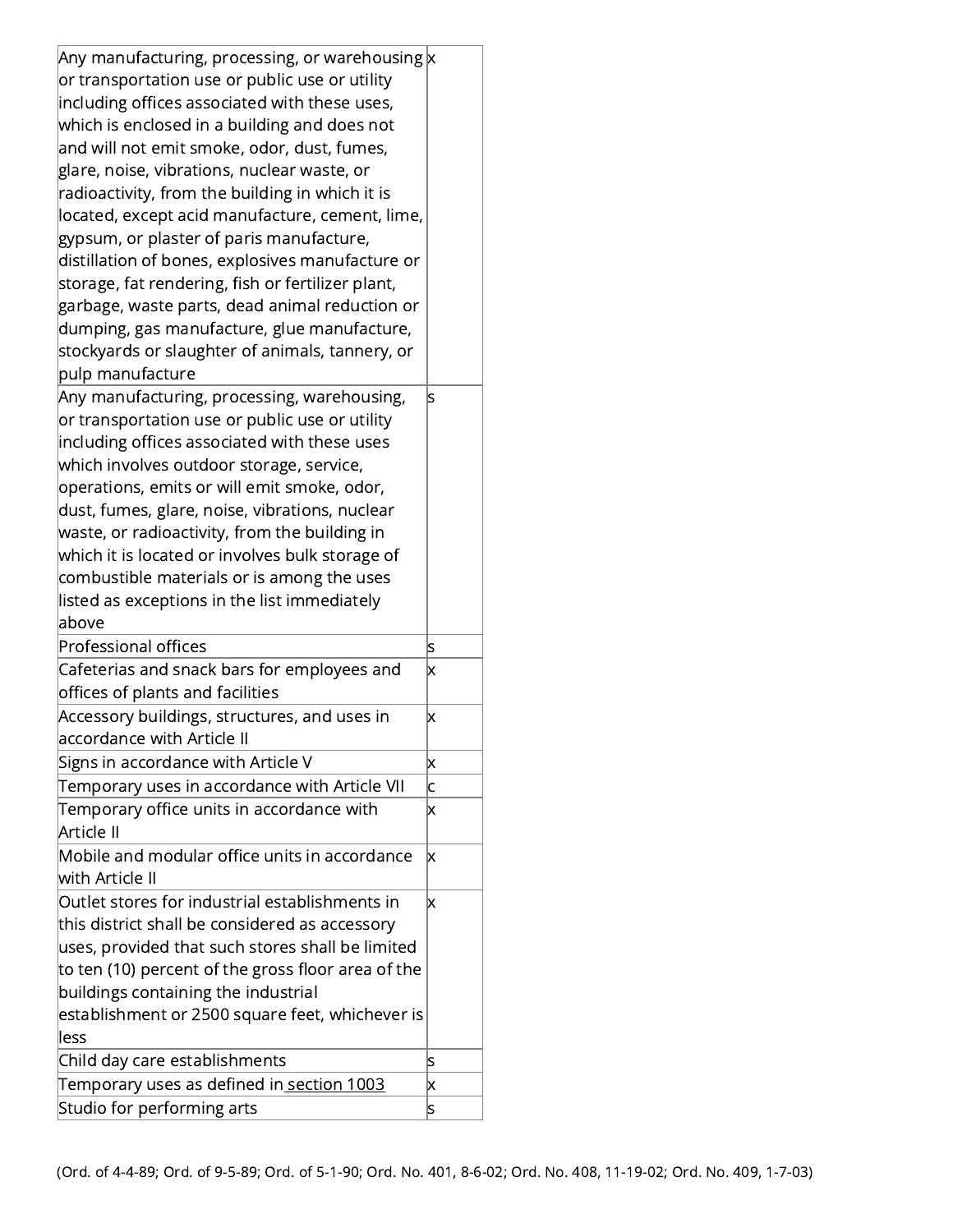| | |
|---|---|
| Any manufacturing, processing, or warehousing or transportation use or public use or utility including offices associated with these uses, which is enclosed in a building and does not and will not emit smoke, odor, dust, fumes, glare, noise, vibrations, nuclear waste, or radioactivity, from the building in which it is located, except acid manufacture, cement, lime, gypsum, or plaster of paris manufacture, distillation of bones, explosives manufacture or storage, fat rendering, fish or fertilizer plant, garbage, waste parts, dead animal reduction or dumping, gas manufacture, glue manufacture, stockyards or slaughter of animals, tannery, or pulp manufacture | x |
| Any manufacturing, processing, warehousing, or transportation use or public use or utility including offices associated with these uses which involves outdoor storage, service, operations, emits or will emit smoke, odor, dust, fumes, glare, noise, vibrations, nuclear waste, or radioactivity, from the building in which it is located or involves bulk storage of combustible materials or is among the uses listed as exceptions in the list immediately above | s |
| Professional offices | s |
| Cafeterias and snack bars for employees and offices of plants and facilities | x |
| Accessory buildings, structures, and uses in accordance with Article II | x |
| Signs in accordance with Article V | x |
| Temporary uses in accordance with Article VII | c |
| Temporary office units in accordance with Article II | x |
| Mobile and modular office units in accordance with Article II | x |
| Outlet stores for industrial establishments in this district shall be considered as accessory uses, provided that such stores shall be limited to ten (10) percent of the gross floor area of the buildings containing the industrial establishment or 2500 square feet, whichever is less | x |
| Child day care establishments | s |
| Temporary uses as defined in section 1003 | x |
| Studio for performing arts | s |

(Ord. of 4-4-89; Ord. of 9-5-89; Ord. of 5-1-90; Ord. No. 401, 8-6-02; Ord. No. 408, 11-19-02; Ord. No. 409, 1-7-03)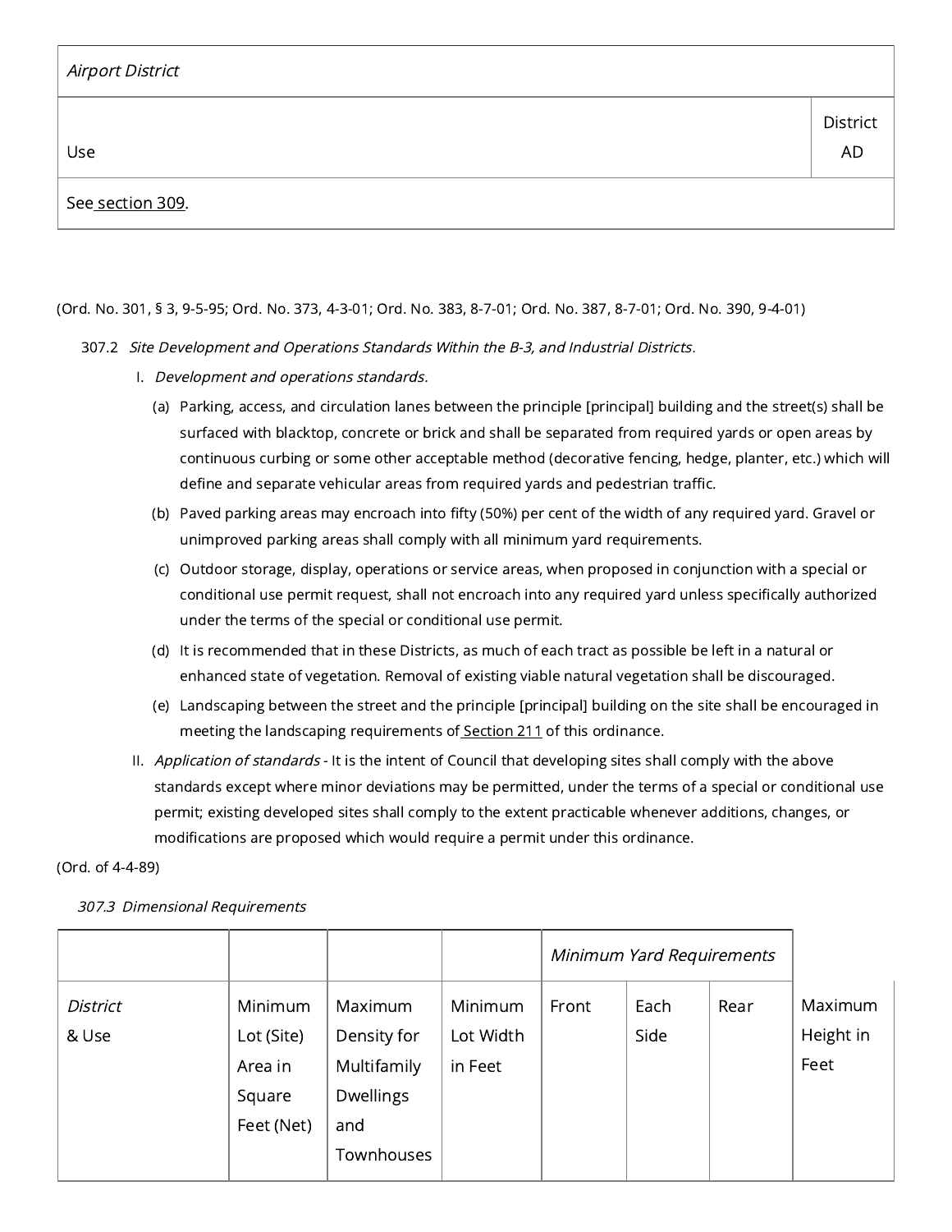| *Airport District* | |
|---|---|
| Use | District AD |
| See section 309. | |

(Ord. No. 301, § 3, 9-5-95; Ord. No. 373, 4-3-01; Ord. No. 383, 8-7-01; Ord. No. 387, 8-7-01; Ord. No. 390, 9-4-01)

307.2 *Site Development and Operations Standards Within the B-3, and Industrial Districts.*

I. *Development and operations standards.*

(a) Parking, access, and circulation lanes between the principle [principal] building and the street(s) shall be surfaced with blacktop, concrete or brick and shall be separated from required yards or open areas by continuous curbing or some other acceptable method (decorative fencing, hedge, planter, etc.) which will define and separate vehicular areas from required yards and pedestrian traffic.

(b) Paved parking areas may encroach into fifty (50%) per cent of the width of any required yard. Gravel or unimproved parking areas shall comply with all minimum yard requirements.

(c) Outdoor storage, display, operations or service areas, when proposed in conjunction with a special or conditional use permit request, shall not encroach into any required yard unless specifically authorized under the terms of the special or conditional use permit.

(d) It is recommended that in these Districts, as much of each tract as possible be left in a natural or enhanced state of vegetation. Removal of existing viable natural vegetation shall be discouraged.

(e) Landscaping between the street and the principle [principal] building on the site shall be encouraged in meeting the landscaping requirements of Section 211 of this ordinance.

II. *Application of standards* - It is the intent of Council that developing sites shall comply with the above standards except where minor deviations may be permitted, under the terms of a special or conditional use permit; existing developed sites shall comply to the extent practicable whenever additions, changes, or modifications are proposed which would require a permit under this ordinance.

(Ord. of 4-4-89)

*307.3 Dimensional Requirements*

| | | | | *Minimum Yard Requirements* | | | |
|---|---|---|---|---|---|---|---|
| *District & Use* | Minimum Lot (Site) Area in Square Feet (Net) | Maximum Density for Multifamily Dwellings and Townhouses | Minimum Lot Width in Feet | Front | Each Side | Rear | Maximum Height in Feet |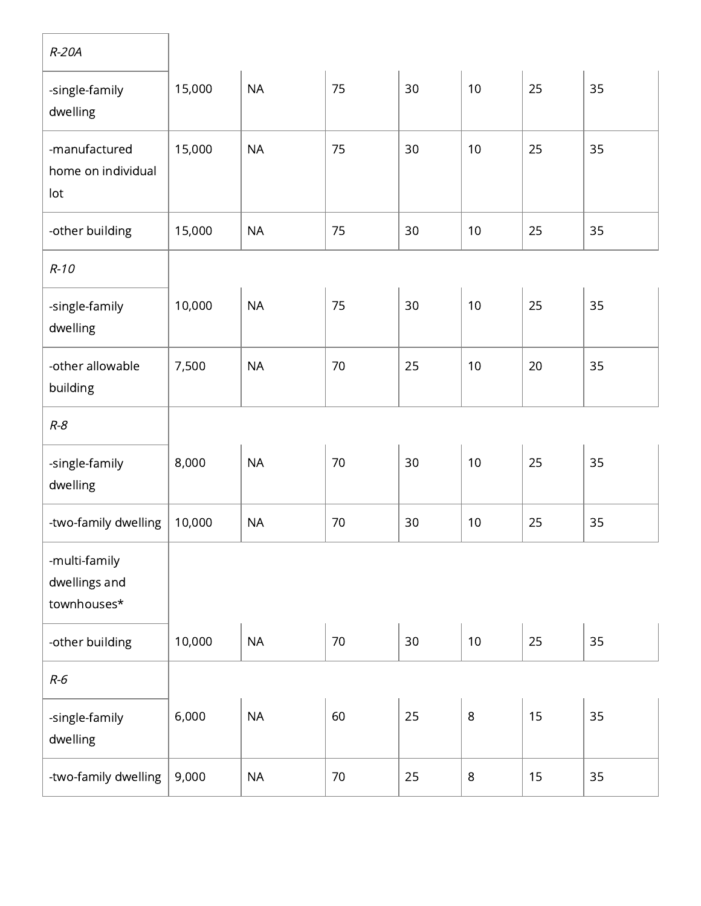| | | | | | | | |
|---|---|---|---|---|---|---|---|
| *R-20A* | | | | | | | |
| -single-family dwelling | 15,000 | NA | 75 | 30 | 10 | 25 | 35 |
| -manufactured home on individual lot | 15,000 | NA | 75 | 30 | 10 | 25 | 35 |
| -other building | 15,000 | NA | 75 | 30 | 10 | 25 | 35 |
| *R-10* | | | | | | | |
| -single-family dwelling | 10,000 | NA | 75 | 30 | 10 | 25 | 35 |
| -other allowable building | 7,500 | NA | 70 | 25 | 10 | 20 | 35 |
| *R-8* | | | | | | | |
| -single-family dwelling | 8,000 | NA | 70 | 30 | 10 | 25 | 35 |
| -two-family dwelling | 10,000 | NA | 70 | 30 | 10 | 25 | 35 |
| -multi-family dwellings and townhouses* | | | | | | | |
| -other building | 10,000 | NA | 70 | 30 | 10 | 25 | 35 |
| *R-6* | | | | | | | |
| -single-family dwelling | 6,000 | NA | 60 | 25 | 8 | 15 | 35 |
| -two-family dwelling | 9,000 | NA | 70 | 25 | 8 | 15 | 35 |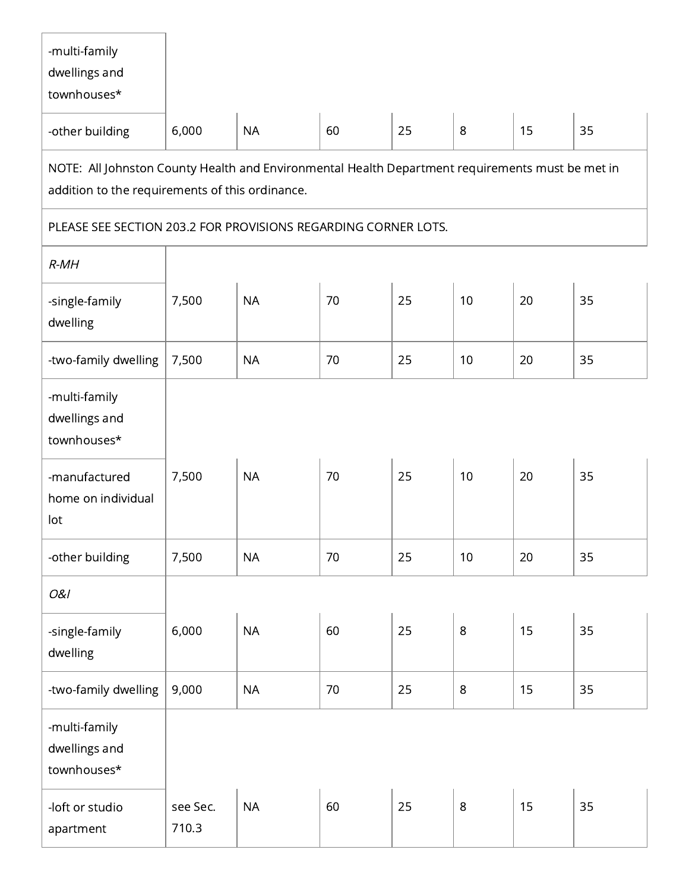| | | | | | | | |
|---|---|---|---|---|---|---|---|
| -multi-family dwellings and townhouses* | | | | | | | |
| -other building | 6,000 | NA | 60 | 25 | 8 | 15 | 35 |
| NOTE: All Johnston County Health and Environmental Health Department requirements must be met in addition to the requirements of this ordinance. | | | | | | | |
| PLEASE SEE SECTION 203.2 FOR PROVISIONS REGARDING CORNER LOTS. | | | | | | | |
| *R-MH* | | | | | | | |
| -single-family dwelling | 7,500 | NA | 70 | 25 | 10 | 20 | 35 |
| -two-family dwelling | 7,500 | NA | 70 | 25 | 10 | 20 | 35 |
| -multi-family dwellings and townhouses* | | | | | | | |
| -manufactured home on individual lot | 7,500 | NA | 70 | 25 | 10 | 20 | 35 |
| -other building | 7,500 | NA | 70 | 25 | 10 | 20 | 35 |
| *O&I* | | | | | | | |
| -single-family dwelling | 6,000 | NA | 60 | 25 | 8 | 15 | 35 |
| -two-family dwelling | 9,000 | NA | 70 | 25 | 8 | 15 | 35 |
| -multi-family dwellings and townhouses* | | | | | | | |
| -loft or studio apartment | see Sec. 710.3 | NA | 60 | 25 | 8 | 15 | 35 |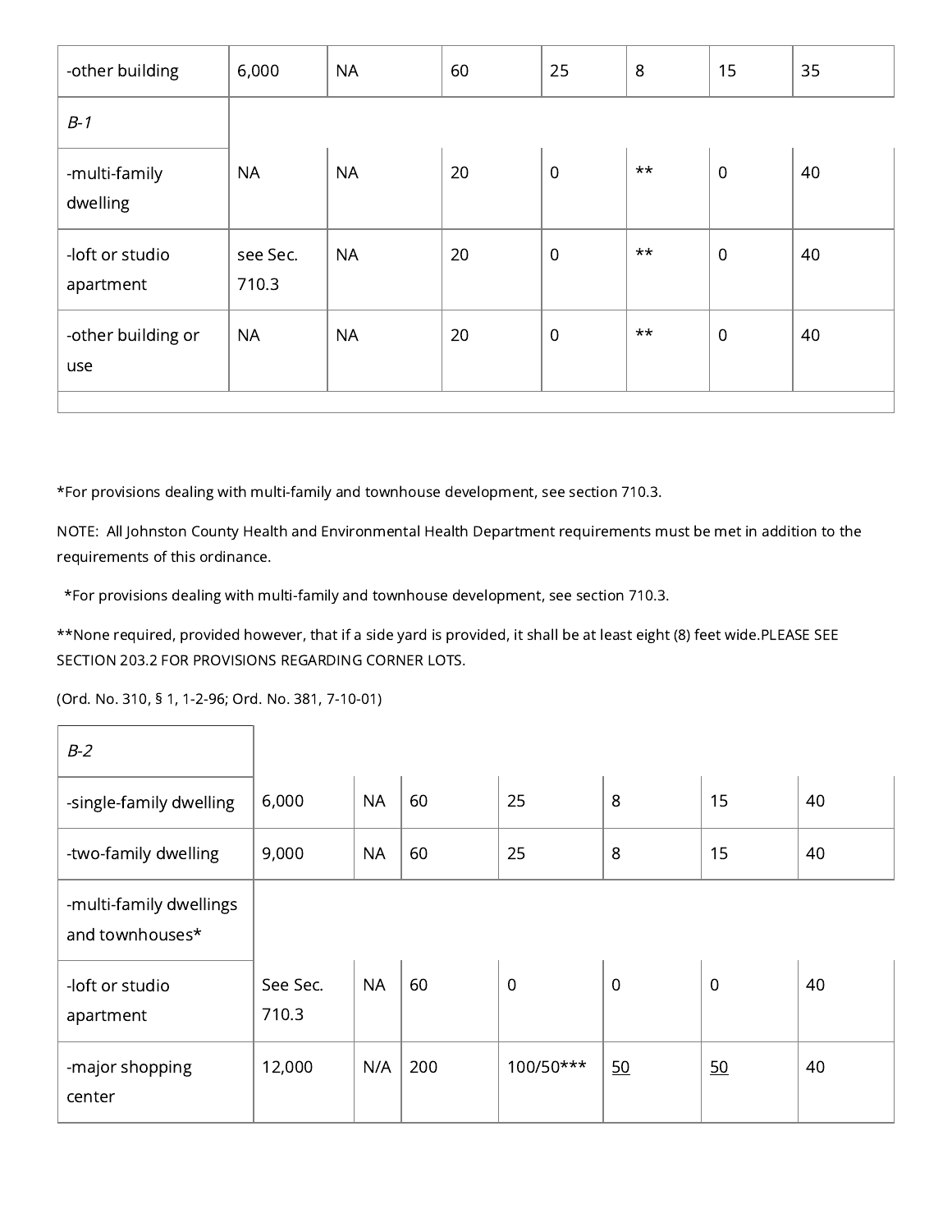| | | | | | | | |
|---|---|---|---|---|---|---|---|
| -other building | 6,000 | NA | 60 | 25 | 8 | 15 | 35 |
| *B-1* | | | | | | | |
| -multi-family dwelling | NA | NA | 20 | 0 | ** | 0 | 40 |
| -loft or studio apartment | see Sec. 710.3 | NA | 20 | 0 | ** | 0 | 40 |
| -other building or use | NA | NA | 20 | 0 | ** | 0 | 40 |
| | | | | | | | |

*For provisions dealing with multi-family and townhouse development, see section 710.3.

NOTE: All Johnston County Health and Environmental Health Department requirements must be met in addition to the requirements of this ordinance.

*For provisions dealing with multi-family and townhouse development, see section 710.3.

**None required, provided however, that if a side yard is provided, it shall be at least eight (8) feet wide.PLEASE SEE SECTION 203.2 FOR PROVISIONS REGARDING CORNER LOTS.

(Ord. No. 310, § 1, 1-2-96; Ord. No. 381, 7-10-01)

| | | | | | | | |
|---|---|---|---|---|---|---|---|
| *B-2* | | | | | | | |
| -single-family dwelling | 6,000 | NA | 60 | 25 | 8 | 15 | 40 |
| -two-family dwelling | 9,000 | NA | 60 | 25 | 8 | 15 | 40 |
| -multi-family dwellings and townhouses* | | | | | | | |
| -loft or studio apartment | See Sec. 710.3 | NA | 60 | 0 | 0 | 0 | 40 |
| -major shopping center | 12,000 | N/A | 200 | 100/50*** | 50 | 50 | 40 |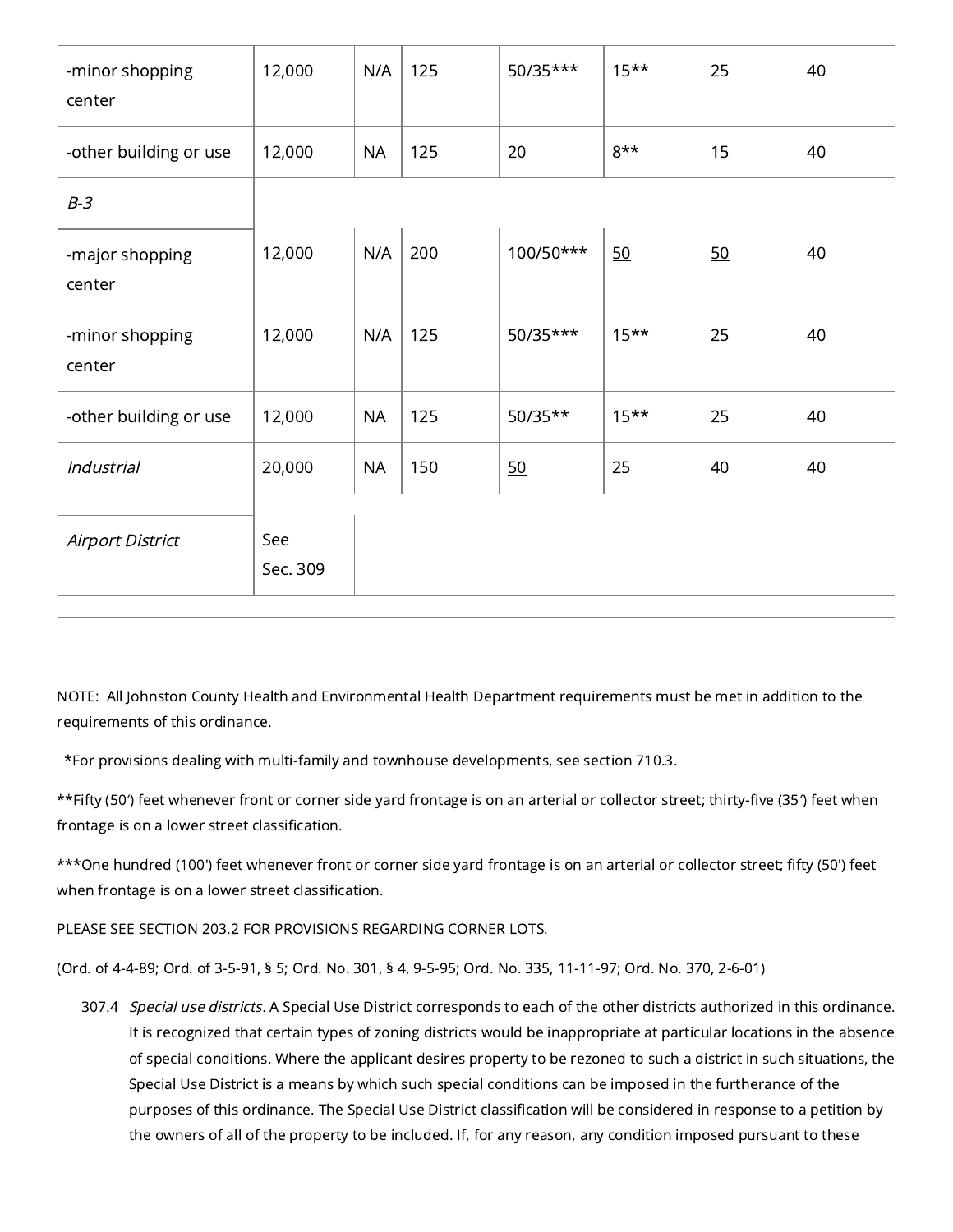| | | | | | | | |
|---|---|---|---|---|---|---|---|
| -minor shopping center | 12,000 | N/A | 125 | 50/35*** | 15** | 25 | 40 |
| -other building or use | 12,000 | NA | 125 | 20 | 8** | 15 | 40 |
| *B-3* | | | | | | | |
| -major shopping center | 12,000 | N/A | 200 | 100/50*** | 50 | 50 | 40 |
| -minor shopping center | 12,000 | N/A | 125 | 50/35*** | 15** | 25 | 40 |
| -other building or use | 12,000 | NA | 125 | 50/35** | 15** | 25 | 40 |
| *Industrial* | 20,000 | NA | 150 | 50 | 25 | 40 | 40 |
| | | | | | | | |
| *Airport District* | See Sec. 309 | | | | | | |

NOTE: All Johnston County Health and Environmental Health Department requirements must be met in addition to the requirements of this ordinance.

*For provisions dealing with multi-family and townhouse developments, see section 710.3.

**Fifty (50′) feet whenever front or corner side yard frontage is on an arterial or collector street; thirty-five (35′) feet when frontage is on a lower street classification.

***One hundred (100') feet whenever front or corner side yard frontage is on an arterial or collector street; fifty (50') feet when frontage is on a lower street classification.

PLEASE SEE SECTION 203.2 FOR PROVISIONS REGARDING CORNER LOTS.

(Ord. of 4-4-89; Ord. of 3-5-91, § 5; Ord. No. 301, § 4, 9-5-95; Ord. No. 335, 11-11-97; Ord. No. 370, 2-6-01)

307.4 *Special use districts.* A Special Use District corresponds to each of the other districts authorized in this ordinance. It is recognized that certain types of zoning districts would be inappropriate at particular locations in the absence of special conditions. Where the applicant desires property to be rezoned to such a district in such situations, the Special Use District is a means by which such special conditions can be imposed in the furtherance of the purposes of this ordinance. The Special Use District classification will be considered in response to a petition by the owners of all of the property to be included. If, for any reason, any condition imposed pursuant to these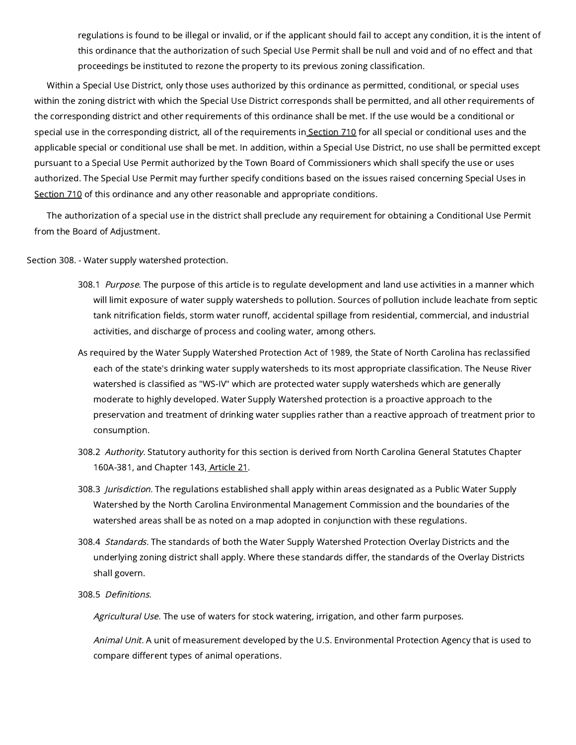regulations is found to be illegal or invalid, or if the applicant should fail to accept any condition, it is the intent of this ordinance that the authorization of such Special Use Permit shall be null and void and of no effect and that proceedings be instituted to rezone the property to its previous zoning classification.

Within a Special Use District, only those uses authorized by this ordinance as permitted, conditional, or special uses within the zoning district with which the Special Use District corresponds shall be permitted, and all other requirements of the corresponding district and other requirements of this ordinance shall be met. If the use would be a conditional or special use in the corresponding district, all of the requirements in Section 710 for all special or conditional uses and the applicable special or conditional use shall be met. In addition, within a Special Use District, no use shall be permitted except pursuant to a Special Use Permit authorized by the Town Board of Commissioners which shall specify the use or uses authorized. The Special Use Permit may further specify conditions based on the issues raised concerning Special Uses in Section 710 of this ordinance and any other reasonable and appropriate conditions.

The authorization of a special use in the district shall preclude any requirement for obtaining a Conditional Use Permit from the Board of Adjustment.

Section 308. - Water supply watershed protection.

308.1 *Purpose.* The purpose of this article is to regulate development and land use activities in a manner which will limit exposure of water supply watersheds to pollution. Sources of pollution include leachate from septic tank nitrification fields, storm water runoff, accidental spillage from residential, commercial, and industrial activities, and discharge of process and cooling water, among others.

As required by the Water Supply Watershed Protection Act of 1989, the State of North Carolina has reclassified each of the state's drinking water supply watersheds to its most appropriate classification. The Neuse River watershed is classified as "WS-IV" which are protected water supply watersheds which are generally moderate to highly developed. Water Supply Watershed protection is a proactive approach to the preservation and treatment of drinking water supplies rather than a reactive approach of treatment prior to consumption.

308.2 *Authority.* Statutory authority for this section is derived from North Carolina General Statutes Chapter 160A-381, and Chapter 143, Article 21.

308.3 *Jurisdiction.* The regulations established shall apply within areas designated as a Public Water Supply Watershed by the North Carolina Environmental Management Commission and the boundaries of the watershed areas shall be as noted on a map adopted in conjunction with these regulations.

308.4 *Standards.* The standards of both the Water Supply Watershed Protection Overlay Districts and the underlying zoning district shall apply. Where these standards differ, the standards of the Overlay Districts shall govern.

308.5 *Definitions.*

*Agricultural Use.* The use of waters for stock watering, irrigation, and other farm purposes.

*Animal Unit*. A unit of measurement developed by the U.S. Environmental Protection Agency that is used to compare different types of animal operations.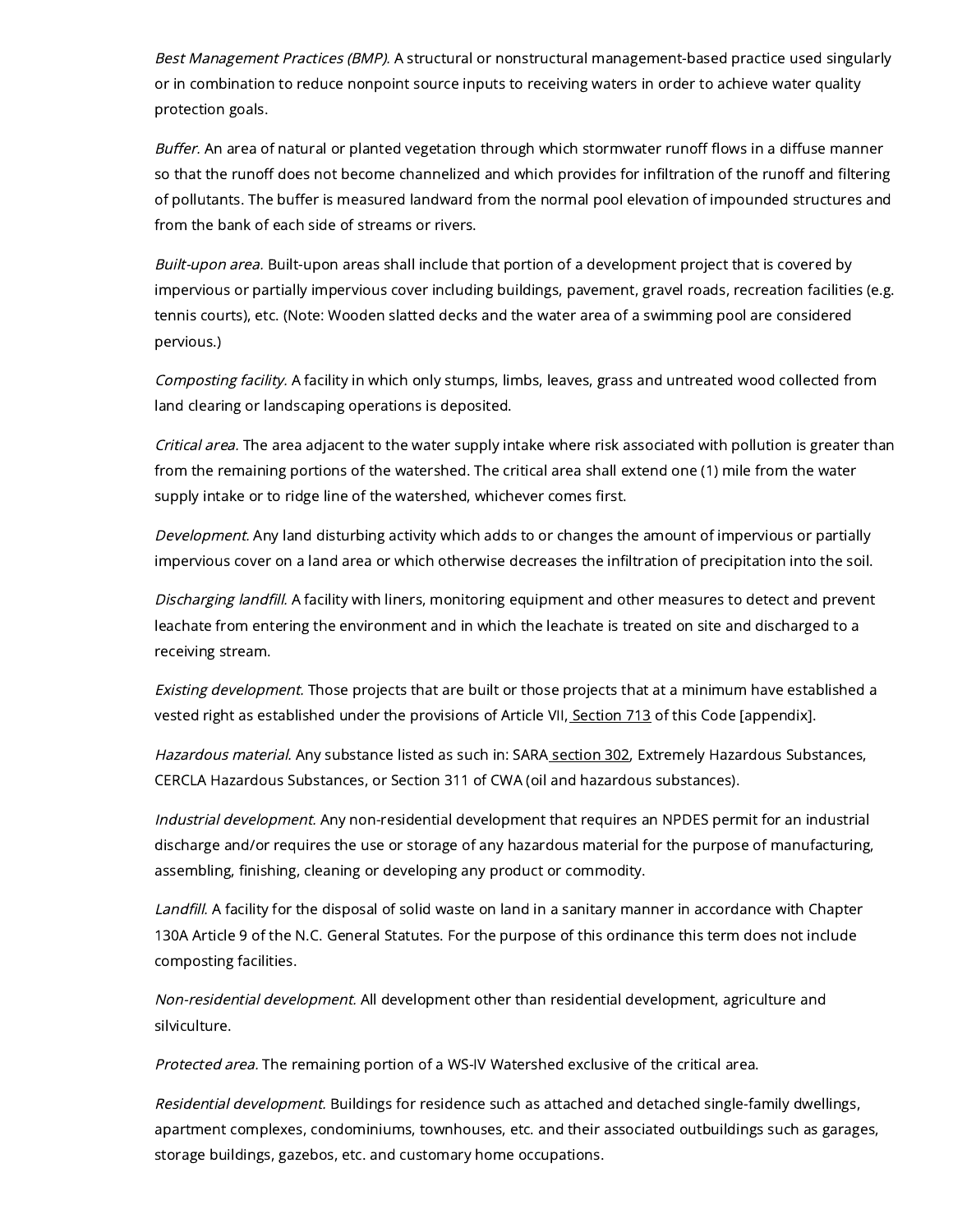*Best Management Practices (BMP).* A structural or nonstructural management-based practice used singularly or in combination to reduce nonpoint source inputs to receiving waters in order to achieve water quality protection goals.

*Buffer.* An area of natural or planted vegetation through which stormwater runoff flows in a diffuse manner so that the runoff does not become channelized and which provides for infiltration of the runoff and filtering of pollutants. The buffer is measured landward from the normal pool elevation of impounded structures and from the bank of each side of streams or rivers.

*Built-upon area.* Built-upon areas shall include that portion of a development project that is covered by impervious or partially impervious cover including buildings, pavement, gravel roads, recreation facilities (e.g. tennis courts), etc. (Note: Wooden slatted decks and the water area of a swimming pool are considered pervious.)

*Composting facility.* A facility in which only stumps, limbs, leaves, grass and untreated wood collected from land clearing or landscaping operations is deposited.

*Critical area.* The area adjacent to the water supply intake where risk associated with pollution is greater than from the remaining portions of the watershed. The critical area shall extend one (1) mile from the water supply intake or to ridge line of the watershed, whichever comes first.

*Development.* Any land disturbing activity which adds to or changes the amount of impervious or partially impervious cover on a land area or which otherwise decreases the infiltration of precipitation into the soil.

*Discharging landfill.* A facility with liners, monitoring equipment and other measures to detect and prevent leachate from entering the environment and in which the leachate is treated on site and discharged to a receiving stream.

*Existing development.* Those projects that are built or those projects that at a minimum have established a vested right as established under the provisions of Article VII, Section 713 of this Code [appendix].

*Hazardous material.* Any substance listed as such in: SARA section 302, Extremely Hazardous Substances, CERCLA Hazardous Substances, or Section 311 of CWA (oil and hazardous substances).

*Industrial development.* Any non-residential development that requires an NPDES permit for an industrial discharge and/or requires the use or storage of any hazardous material for the purpose of manufacturing, assembling, finishing, cleaning or developing any product or commodity.

*Landfill.* A facility for the disposal of solid waste on land in a sanitary manner in accordance with Chapter 130A Article 9 of the N.C. General Statutes. For the purpose of this ordinance this term does not include composting facilities.

*Non-residential development.* All development other than residential development, agriculture and silviculture.

*Protected area.* The remaining portion of a WS-IV Watershed exclusive of the critical area.

*Residential development.* Buildings for residence such as attached and detached single-family dwellings, apartment complexes, condominiums, townhouses, etc. and their associated outbuildings such as garages, storage buildings, gazebos, etc. and customary home occupations.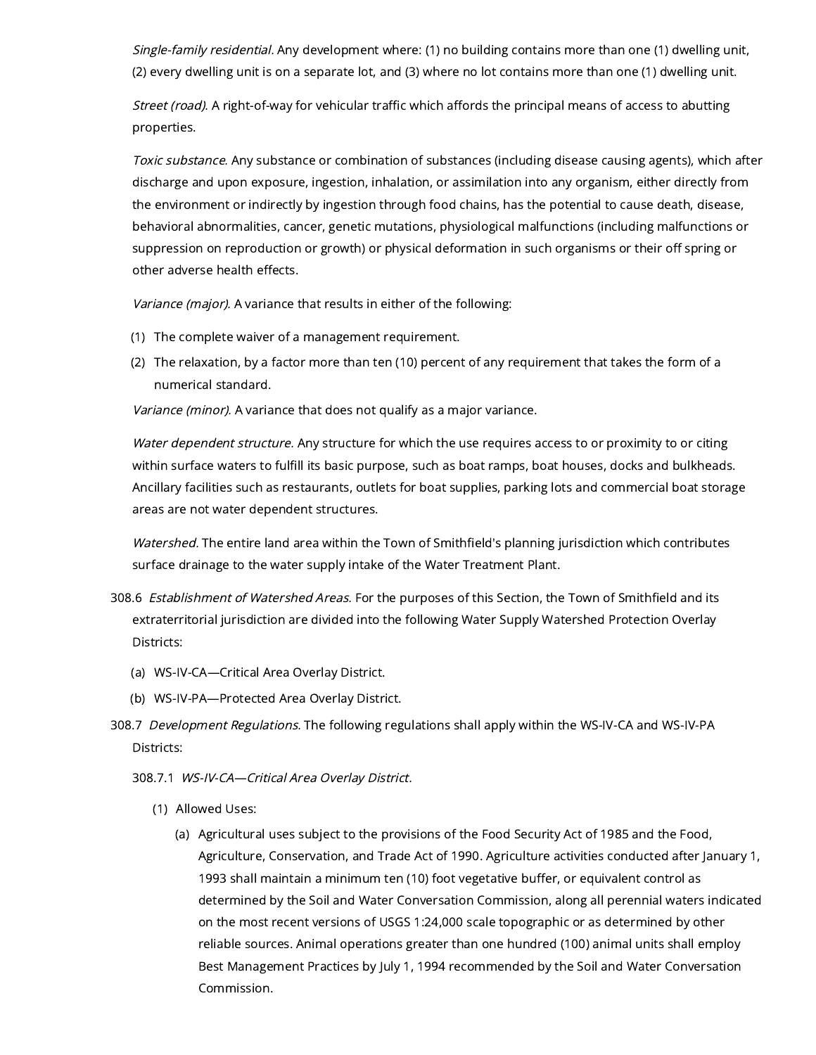*Single-family residential.* Any development where: (1) no building contains more than one (1) dwelling unit, (2) every dwelling unit is on a separate lot, and (3) where no lot contains more than one (1) dwelling unit.

*Street (road).* A right-of-way for vehicular traffic which affords the principal means of access to abutting properties.

*Toxic substance.* Any substance or combination of substances (including disease causing agents), which after discharge and upon exposure, ingestion, inhalation, or assimilation into any organism, either directly from the environment or indirectly by ingestion through food chains, has the potential to cause death, disease, behavioral abnormalities, cancer, genetic mutations, physiological malfunctions (including malfunctions or suppression on reproduction or growth) or physical deformation in such organisms or their off spring or other adverse health effects.

*Variance (major).* A variance that results in either of the following:

(1) The complete waiver of a management requirement.

(2) The relaxation, by a factor more than ten (10) percent of any requirement that takes the form of a numerical standard.

*Variance (minor).* A variance that does not qualify as a major variance.

*Water dependent structure.* Any structure for which the use requires access to or proximity to or citing within surface waters to fulfill its basic purpose, such as boat ramps, boat houses, docks and bulkheads. Ancillary facilities such as restaurants, outlets for boat supplies, parking lots and commercial boat storage areas are not water dependent structures.

*Watershed.* The entire land area within the Town of Smithfield's planning jurisdiction which contributes surface drainage to the water supply intake of the Water Treatment Plant.

308.6 *Establishment of Watershed Areas.* For the purposes of this Section, the Town of Smithfield and its extraterritorial jurisdiction are divided into the following Water Supply Watershed Protection Overlay Districts:

(a) WS-IV-CA—Critical Area Overlay District.

(b) WS-IV-PA—Protected Area Overlay District.

308.7 *Development Regulations.* The following regulations shall apply within the WS-IV-CA and WS-IV-PA Districts:

308.7.1 *WS-IV-CA—Critical Area Overlay District.*

(1) Allowed Uses:

(a) Agricultural uses subject to the provisions of the Food Security Act of 1985 and the Food, Agriculture, Conservation, and Trade Act of 1990. Agriculture activities conducted after January 1, 1993 shall maintain a minimum ten (10) foot vegetative buffer, or equivalent control as determined by the Soil and Water Conversation Commission, along all perennial waters indicated on the most recent versions of USGS 1:24,000 scale topographic or as determined by other reliable sources. Animal operations greater than one hundred (100) animal units shall employ Best Management Practices by July 1, 1994 recommended by the Soil and Water Conversation Commission.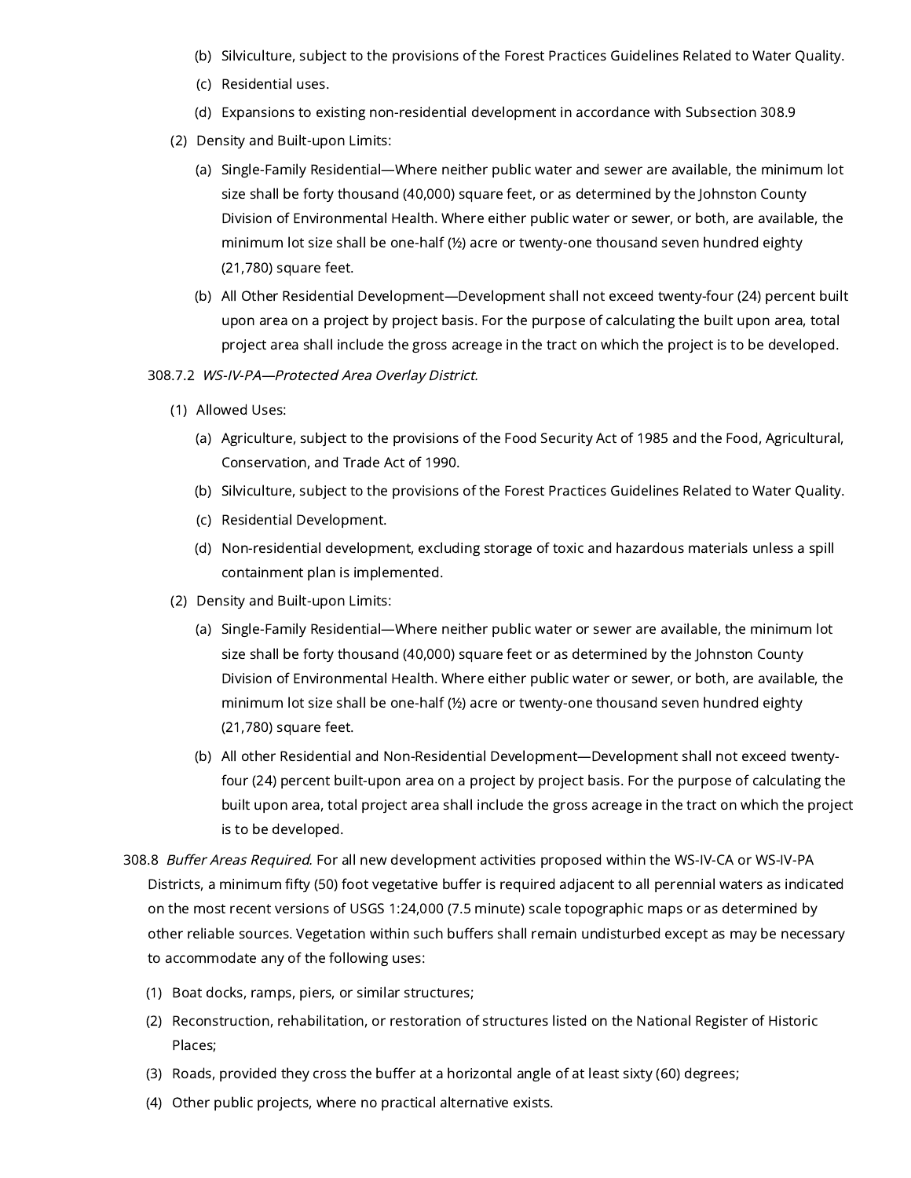(b) Silviculture, subject to the provisions of the Forest Practices Guidelines Related to Water Quality.

(c) Residential uses.

(d) Expansions to existing non-residential development in accordance with Subsection 308.9

(2) Density and Built-upon Limits:

(a) Single-Family Residential—Where neither public water and sewer are available, the minimum lot size shall be forty thousand (40,000) square feet, or as determined by the Johnston County Division of Environmental Health. Where either public water or sewer, or both, are available, the minimum lot size shall be one-half (½) acre or twenty-one thousand seven hundred eighty (21,780) square feet.

(b) All Other Residential Development—Development shall not exceed twenty-four (24) percent built upon area on a project by project basis. For the purpose of calculating the built upon area, total project area shall include the gross acreage in the tract on which the project is to be developed.

308.7.2 *WS-IV-PA—Protected Area Overlay District*.

(1) Allowed Uses:

(a) Agriculture, subject to the provisions of the Food Security Act of 1985 and the Food, Agricultural, Conservation, and Trade Act of 1990.

(b) Silviculture, subject to the provisions of the Forest Practices Guidelines Related to Water Quality.

(c) Residential Development.

(d) Non-residential development, excluding storage of toxic and hazardous materials unless a spill containment plan is implemented.

(2) Density and Built-upon Limits:

(a) Single-Family Residential—Where neither public water or sewer are available, the minimum lot size shall be forty thousand (40,000) square feet or as determined by the Johnston County Division of Environmental Health. Where either public water or sewer, or both, are available, the minimum lot size shall be one-half (½) acre or twenty-one thousand seven hundred eighty (21,780) square feet.

(b) All other Residential and Non-Residential Development—Development shall not exceed twenty-four (24) percent built-upon area on a project by project basis. For the purpose of calculating the built upon area, total project area shall include the gross acreage in the tract on which the project is to be developed.

308.8 *Buffer Areas Required*. For all new development activities proposed within the WS-IV-CA or WS-IV-PA Districts, a minimum fifty (50) foot vegetative buffer is required adjacent to all perennial waters as indicated on the most recent versions of USGS 1:24,000 (7.5 minute) scale topographic maps or as determined by other reliable sources. Vegetation within such buffers shall remain undisturbed except as may be necessary to accommodate any of the following uses:

(1) Boat docks, ramps, piers, or similar structures;

(2) Reconstruction, rehabilitation, or restoration of structures listed on the National Register of Historic Places;

(3) Roads, provided they cross the buffer at a horizontal angle of at least sixty (60) degrees;

(4) Other public projects, where no practical alternative exists.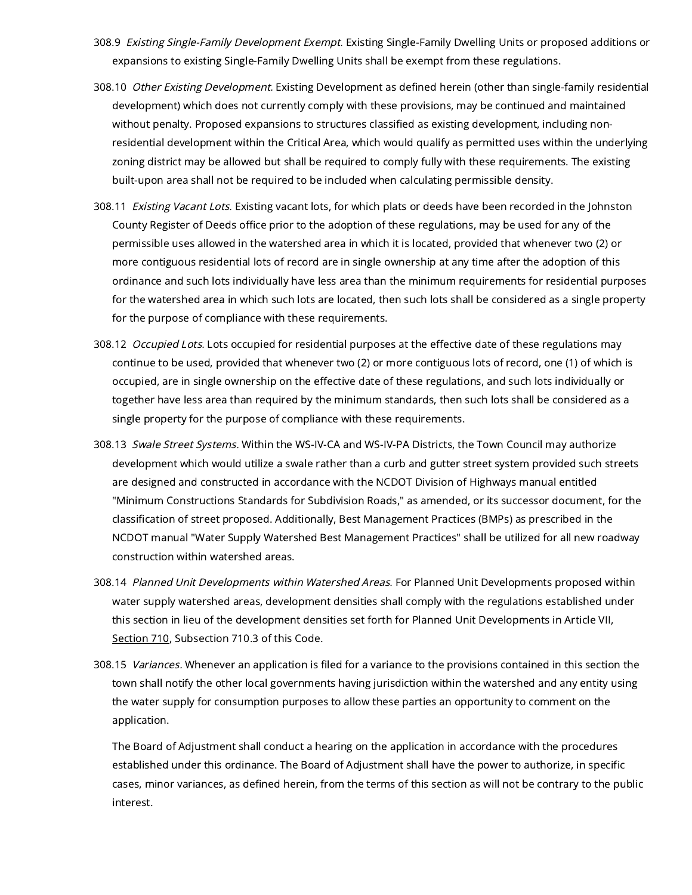308.9 *Existing Single-Family Development Exempt.* Existing Single-Family Dwelling Units or proposed additions or expansions to existing Single-Family Dwelling Units shall be exempt from these regulations.

308.10 *Other Existing Development.* Existing Development as defined herein (other than single-family residential development) which does not currently comply with these provisions, may be continued and maintained without penalty. Proposed expansions to structures classified as existing development, including non-residential development within the Critical Area, which would qualify as permitted uses within the underlying zoning district may be allowed but shall be required to comply fully with these requirements. The existing built-upon area shall not be required to be included when calculating permissible density.

308.11 *Existing Vacant Lots.* Existing vacant lots, for which plats or deeds have been recorded in the Johnston County Register of Deeds office prior to the adoption of these regulations, may be used for any of the permissible uses allowed in the watershed area in which it is located, provided that whenever two (2) or more contiguous residential lots of record are in single ownership at any time after the adoption of this ordinance and such lots individually have less area than the minimum requirements for residential purposes for the watershed area in which such lots are located, then such lots shall be considered as a single property for the purpose of compliance with these requirements.

308.12 *Occupied Lots.* Lots occupied for residential purposes at the effective date of these regulations may continue to be used, provided that whenever two (2) or more contiguous lots of record, one (1) of which is occupied, are in single ownership on the effective date of these regulations, and such lots individually or together have less area than required by the minimum standards, then such lots shall be considered as a single property for the purpose of compliance with these requirements.

308.13 *Swale Street Systems.* Within the WS-IV-CA and WS-IV-PA Districts, the Town Council may authorize development which would utilize a swale rather than a curb and gutter street system provided such streets are designed and constructed in accordance with the NCDOT Division of Highways manual entitled "Minimum Constructions Standards for Subdivision Roads," as amended, or its successor document, for the classification of street proposed. Additionally, Best Management Practices (BMPs) as prescribed in the NCDOT manual "Water Supply Watershed Best Management Practices" shall be utilized for all new roadway construction within watershed areas.

308.14 *Planned Unit Developments within Watershed Areas.* For Planned Unit Developments proposed within water supply watershed areas, development densities shall comply with the regulations established under this section in lieu of the development densities set forth for Planned Unit Developments in Article VII, Section 710, Subsection 710.3 of this Code.

308.15 *Variances.* Whenever an application is filed for a variance to the provisions contained in this section the town shall notify the other local governments having jurisdiction within the watershed and any entity using the water supply for consumption purposes to allow these parties an opportunity to comment on the application.

The Board of Adjustment shall conduct a hearing on the application in accordance with the procedures established under this ordinance. The Board of Adjustment shall have the power to authorize, in specific cases, minor variances, as defined herein, from the terms of this section as will not be contrary to the public interest.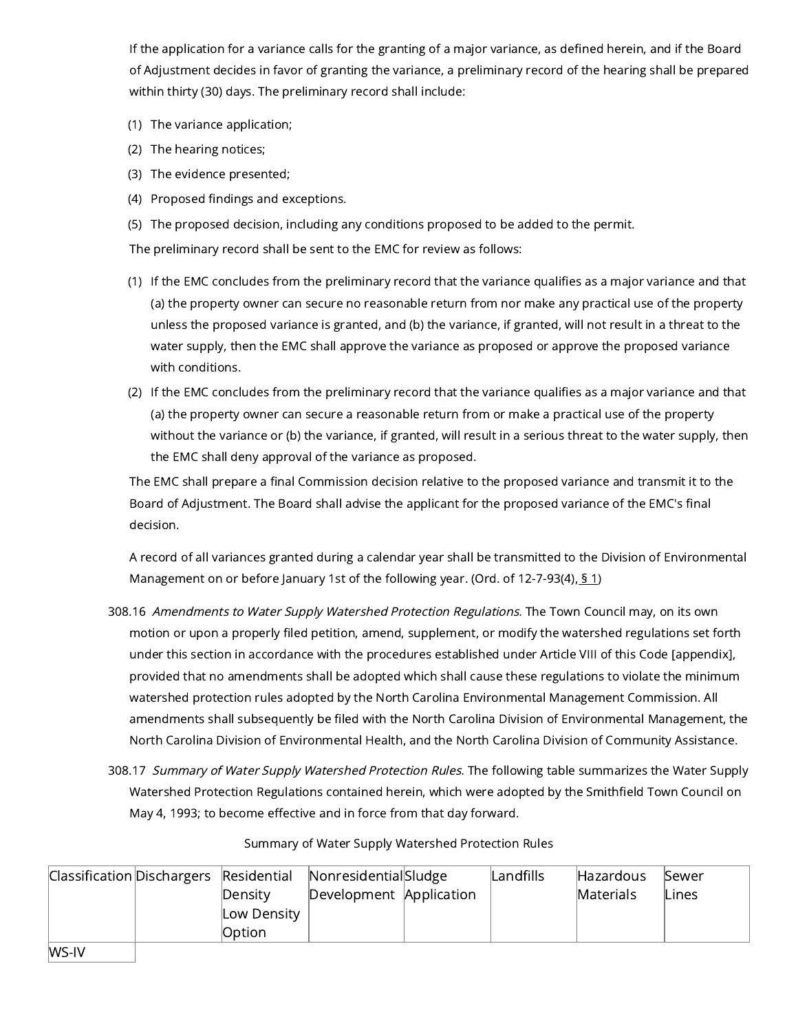If the application for a variance calls for the granting of a major variance, as defined herein, and if the Board of Adjustment decides in favor of granting the variance, a preliminary record of the hearing shall be prepared within thirty (30) days. The preliminary record shall include:

(1) The variance application;

(2) The hearing notices;

(3) The evidence presented;

(4) Proposed findings and exceptions.

(5) The proposed decision, including any conditions proposed to be added to the permit.

The preliminary record shall be sent to the EMC for review as follows:

(1) If the EMC concludes from the preliminary record that the variance qualifies as a major variance and that (a) the property owner can secure no reasonable return from nor make any practical use of the property unless the proposed variance is granted, and (b) the variance, if granted, will not result in a threat to the water supply, then the EMC shall approve the variance as proposed or approve the proposed variance with conditions.

(2) If the EMC concludes from the preliminary record that the variance qualifies as a major variance and that (a) the property owner can secure a reasonable return from or make a practical use of the property without the variance or (b) the variance, if granted, will result in a serious threat to the water supply, then the EMC shall deny approval of the variance as proposed.

The EMC shall prepare a final Commission decision relative to the proposed variance and transmit it to the Board of Adjustment. The Board shall advise the applicant for the proposed variance of the EMC's final decision.

A record of all variances granted during a calendar year shall be transmitted to the Division of Environmental Management on or before January 1st of the following year. (Ord. of 12-7-93(4), § 1)

308.16 *Amendments to Water Supply Watershed Protection Regulations.* The Town Council may, on its own motion or upon a properly filed petition, amend, supplement, or modify the watershed regulations set forth under this section in accordance with the procedures established under Article VIII of this Code [appendix], provided that no amendments shall be adopted which shall cause these regulations to violate the minimum watershed protection rules adopted by the North Carolina Environmental Management Commission. All amendments shall subsequently be filed with the North Carolina Division of Environmental Management, the North Carolina Division of Environmental Health, and the North Carolina Division of Community Assistance.

308.17 *Summary of Water Supply Watershed Protection Rules.* The following table summarizes the Water Supply Watershed Protection Regulations contained herein, which were adopted by the Smithfield Town Council on May 4, 1993; to become effective and in force from that day forward.

Summary of Water Supply Watershed Protection Rules

| Classification | Dischargers | Residential Density Low Density Option | Nonresidential Development | Sludge Application | Landfills | Hazardous Materials | Sewer Lines |
|---|---|---|---|---|---|---|---|
| WS-IV | | | | | | | |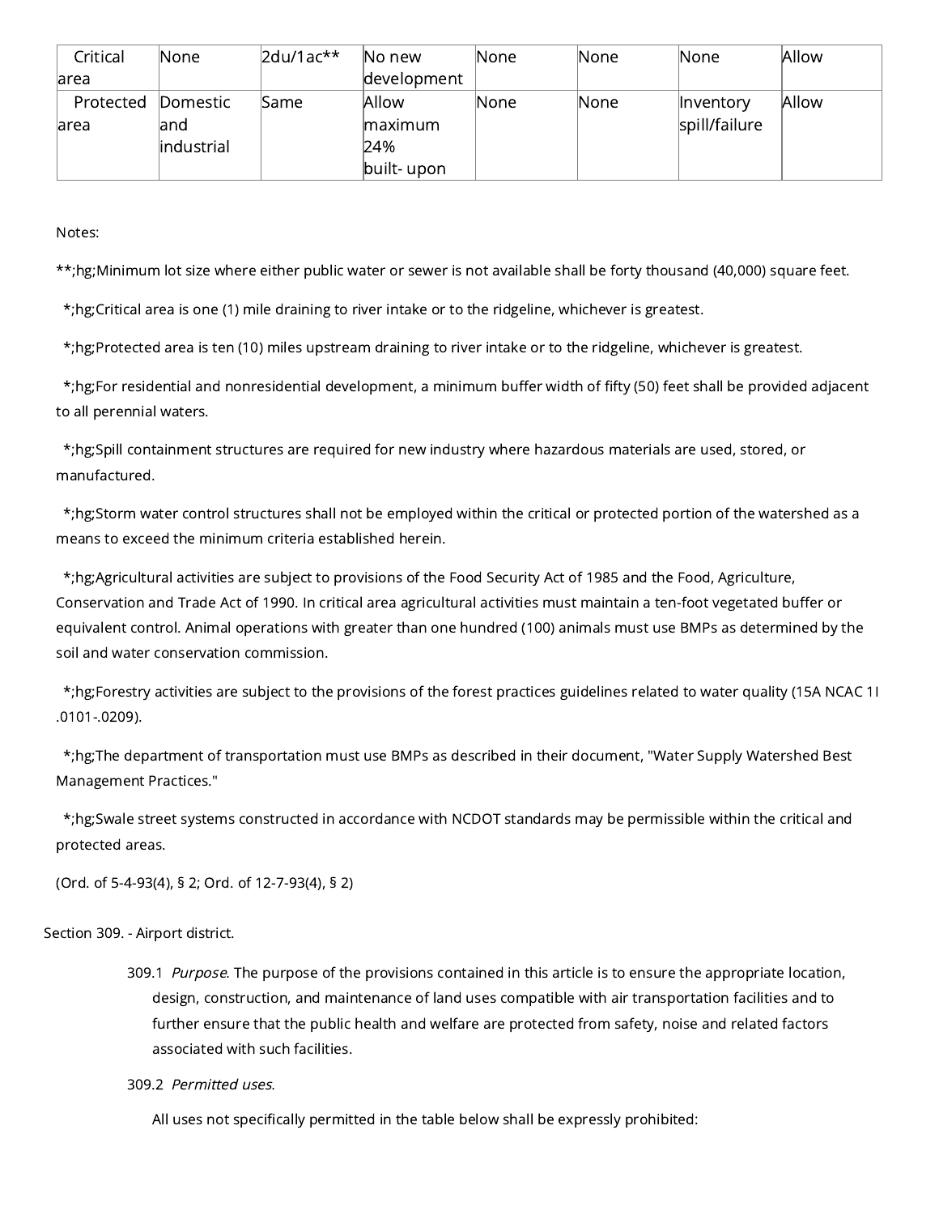| Critical area | None | 2du/1ac** | No new development | None | None | None | Allow |
|---|---|---|---|---|---|---|---|
| Protected area | Domestic and industrial | Same | Allow maximum 24% built- upon | None | None | Inventory spill/failure | Allow |

Notes:

**;hg;Minimum lot size where either public water or sewer is not available shall be forty thousand (40,000) square feet.

*;hg;Critical area is one (1) mile draining to river intake or to the ridgeline, whichever is greatest.

*;hg;Protected area is ten (10) miles upstream draining to river intake or to the ridgeline, whichever is greatest.

*;hg;For residential and nonresidential development, a minimum buffer width of fifty (50) feet shall be provided adjacent to all perennial waters.

*;hg;Spill containment structures are required for new industry where hazardous materials are used, stored, or manufactured.

*;hg;Storm water control structures shall not be employed within the critical or protected portion of the watershed as a means to exceed the minimum criteria established herein.

*;hg;Agricultural activities are subject to provisions of the Food Security Act of 1985 and the Food, Agriculture, Conservation and Trade Act of 1990. In critical area agricultural activities must maintain a ten-foot vegetated buffer or equivalent control. Animal operations with greater than one hundred (100) animals must use BMPs as determined by the soil and water conservation commission.

*;hg;Forestry activities are subject to the provisions of the forest practices guidelines related to water quality (15A NCAC 1I .0101-.0209).

*;hg;The department of transportation must use BMPs as described in their document, "Water Supply Watershed Best Management Practices."

*;hg;Swale street systems constructed in accordance with NCDOT standards may be permissible within the critical and protected areas.

(Ord. of 5-4-93(4), § 2; Ord. of 12-7-93(4), § 2)

Section 309. - Airport district.

309.1 *Purpose.* The purpose of the provisions contained in this article is to ensure the appropriate location, design, construction, and maintenance of land uses compatible with air transportation facilities and to further ensure that the public health and welfare are protected from safety, noise and related factors associated with such facilities.

309.2 *Permitted uses.*

All uses not specifically permitted in the table below shall be expressly prohibited: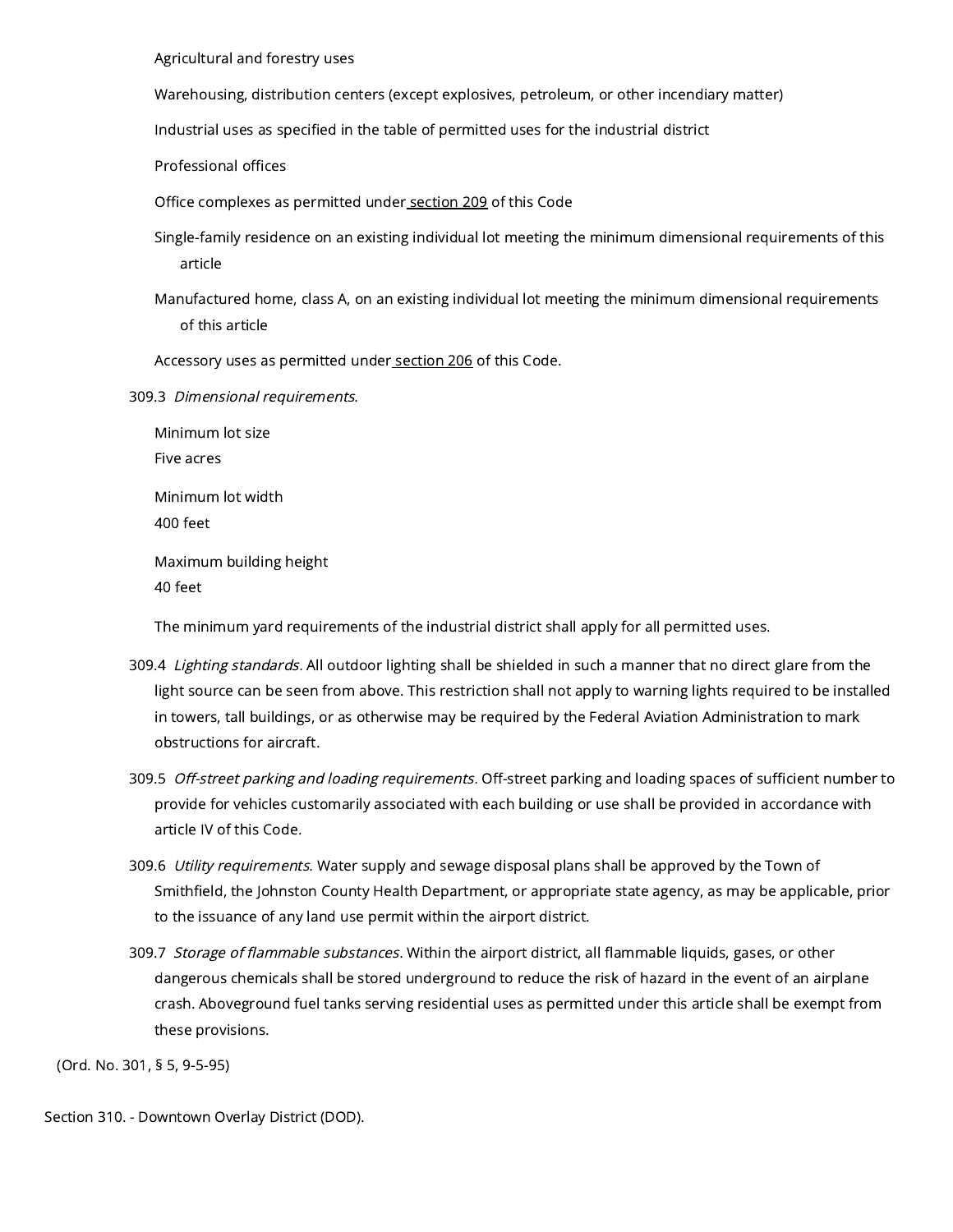Agricultural and forestry uses

Warehousing, distribution centers (except explosives, petroleum, or other incendiary matter)

Industrial uses as specified in the table of permitted uses for the industrial district

Professional offices

Office complexes as permitted under section 209 of this Code

Single-family residence on an existing individual lot meeting the minimum dimensional requirements of this article

Manufactured home, class A, on an existing individual lot meeting the minimum dimensional requirements of this article

Accessory uses as permitted under section 206 of this Code.

309.3 *Dimensional requirements.*

Minimum lot size
Five acres

Minimum lot width
400 feet

Maximum building height
40 feet

The minimum yard requirements of the industrial district shall apply for all permitted uses.

309.4 *Lighting standards.* All outdoor lighting shall be shielded in such a manner that no direct glare from the light source can be seen from above. This restriction shall not apply to warning lights required to be installed in towers, tall buildings, or as otherwise may be required by the Federal Aviation Administration to mark obstructions for aircraft.

309.5 *Off-street parking and loading requirements.* Off-street parking and loading spaces of sufficient number to provide for vehicles customarily associated with each building or use shall be provided in accordance with article IV of this Code.

309.6 *Utility requirements.* Water supply and sewage disposal plans shall be approved by the Town of Smithfield, the Johnston County Health Department, or appropriate state agency, as may be applicable, prior to the issuance of any land use permit within the airport district.

309.7 *Storage of flammable substances.* Within the airport district, all flammable liquids, gases, or other dangerous chemicals shall be stored underground to reduce the risk of hazard in the event of an airplane crash. Aboveground fuel tanks serving residential uses as permitted under this article shall be exempt from these provisions.

(Ord. No. 301, § 5, 9-5-95)

Section 310. - Downtown Overlay District (DOD).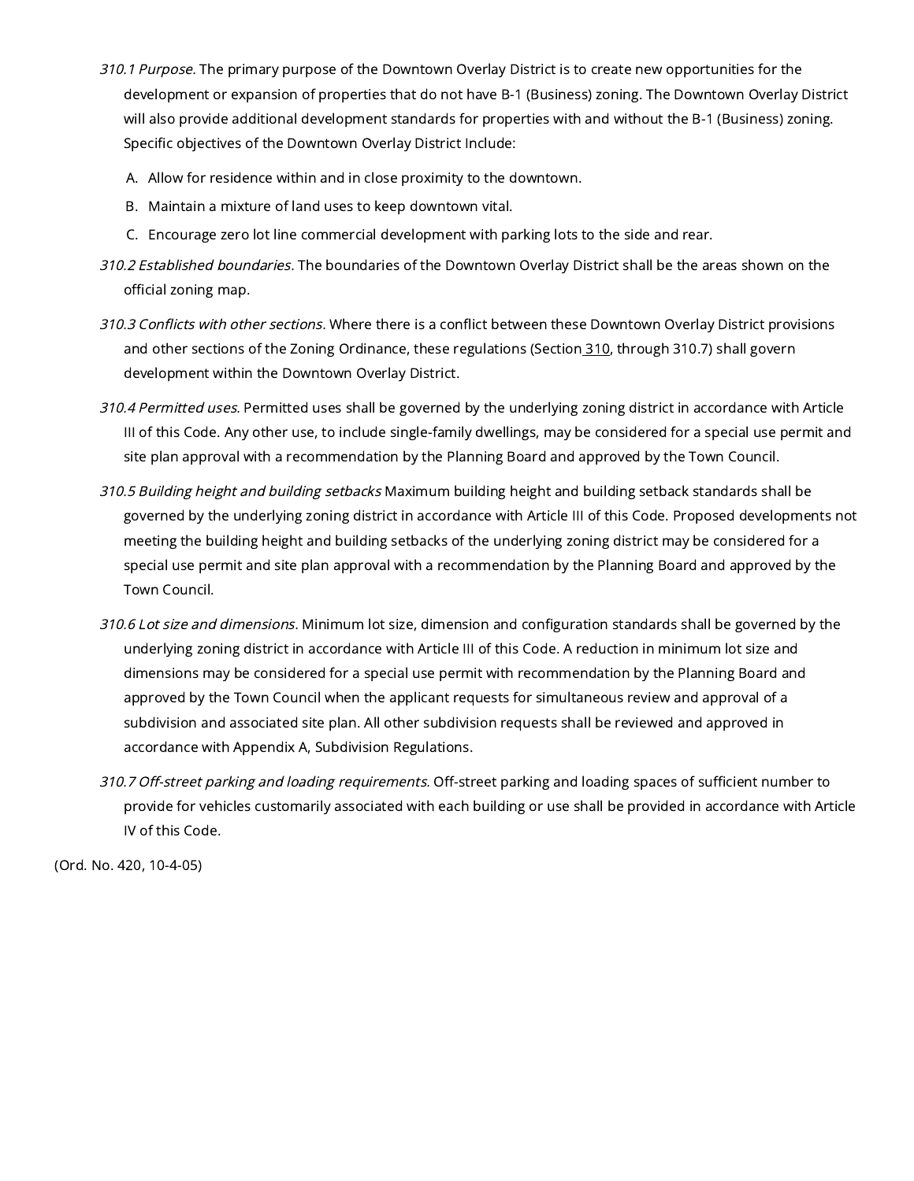*310.1 Purpose.* The primary purpose of the Downtown Overlay District is to create new opportunities for the development or expansion of properties that do not have B-1 (Business) zoning. The Downtown Overlay District will also provide additional development standards for properties with and without the B-1 (Business) zoning. Specific objectives of the Downtown Overlay District Include:

A. Allow for residence within and in close proximity to the downtown.

B. Maintain a mixture of land uses to keep downtown vital.

C. Encourage zero lot line commercial development with parking lots to the side and rear.

*310.2 Established boundaries.* The boundaries of the Downtown Overlay District shall be the areas shown on the official zoning map.

*310.3 Conflicts with other sections.* Where there is a conflict between these Downtown Overlay District provisions and other sections of the Zoning Ordinance, these regulations (Section 310, through 310.7) shall govern development within the Downtown Overlay District.

*310.4 Permitted uses.* Permitted uses shall be governed by the underlying zoning district in accordance with Article III of this Code. Any other use, to include single-family dwellings, may be considered for a special use permit and site plan approval with a recommendation by the Planning Board and approved by the Town Council.

*310.5 Building height and building setbacks* Maximum building height and building setback standards shall be governed by the underlying zoning district in accordance with Article III of this Code. Proposed developments not meeting the building height and building setbacks of the underlying zoning district may be considered for a special use permit and site plan approval with a recommendation by the Planning Board and approved by the Town Council.

*310.6 Lot size and dimensions.* Minimum lot size, dimension and configuration standards shall be governed by the underlying zoning district in accordance with Article III of this Code. A reduction in minimum lot size and dimensions may be considered for a special use permit with recommendation by the Planning Board and approved by the Town Council when the applicant requests for simultaneous review and approval of a subdivision and associated site plan. All other subdivision requests shall be reviewed and approved in accordance with Appendix A, Subdivision Regulations.

*310.7 Off-street parking and loading requirements.* Off-street parking and loading spaces of sufficient number to provide for vehicles customarily associated with each building or use shall be provided in accordance with Article IV of this Code.

(Ord. No. 420, 10-4-05)